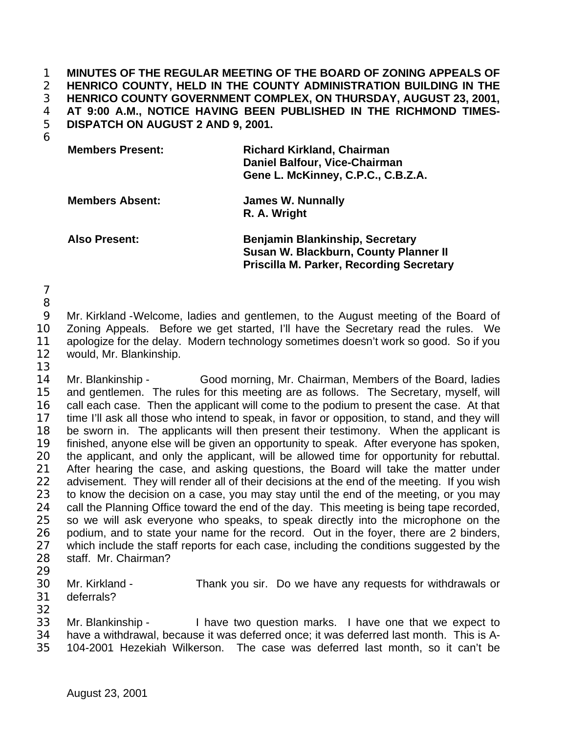**MINUTES OF THE REGULAR MEETING OF THE BOARD OF ZONING APPEALS OF HENRICO COUNTY, HELD IN THE COUNTY ADMINISTRATION BUILDING IN THE HENRICO COUNTY GOVERNMENT COMPLEX, ON THURSDAY, AUGUST 23, 2001, AT 9:00 A.M., NOTICE HAVING BEEN PUBLISHED IN THE RICHMOND TIMES-DISPATCH ON AUGUST 2 AND 9, 2001.**

| | |
|---|---|
| **Members Present:** | **Richard Kirkland, Chairman**<br>**Daniel Balfour, Vice-Chairman**<br>**Gene L. McKinney, C.P.C., C.B.Z.A.** |
| **Members Absent:** | **James W. Nunnally**<br>**R. A. Wright** |
| **Also Present:** | **Benjamin Blankinship, Secretary**<br>**Susan W. Blackburn, County Planner II**<br>**Priscilla M. Parker, Recording Secretary** |

Mr. Kirkland - Welcome, ladies and gentlemen, to the August meeting of the Board of Zoning Appeals. Before we get started, I'll have the Secretary read the rules. We apologize for the delay. Modern technology sometimes doesn't work so good. So if you would, Mr. Blankinship.

Mr. Blankinship - Good morning, Mr. Chairman, Members of the Board, ladies and gentlemen. The rules for this meeting are as follows. The Secretary, myself, will call each case. Then the applicant will come to the podium to present the case. At that time I'll ask all those who intend to speak, in favor or opposition, to stand, and they will be sworn in. The applicants will then present their testimony. When the applicant is finished, anyone else will be given an opportunity to speak. After everyone has spoken, the applicant, and only the applicant, will be allowed time for opportunity for rebuttal. After hearing the case, and asking questions, the Board will take the matter under advisement. They will render all of their decisions at the end of the meeting. If you wish to know the decision on a case, you may stay until the end of the meeting, or you may call the Planning Office toward the end of the day. This meeting is being tape recorded, so we will ask everyone who speaks, to speak directly into the microphone on the podium, and to state your name for the record. Out in the foyer, there are 2 binders, which include the staff reports for each case, including the conditions suggested by the staff. Mr. Chairman?

Mr. Kirkland - Thank you sir. Do we have any requests for withdrawals or deferrals?

Mr. Blankinship - I have two question marks. I have one that we expect to have a withdrawal, because it was deferred once; it was deferred last month. This is A-104-2001 Hezekiah Wilkerson. The case was deferred last month, so it can't be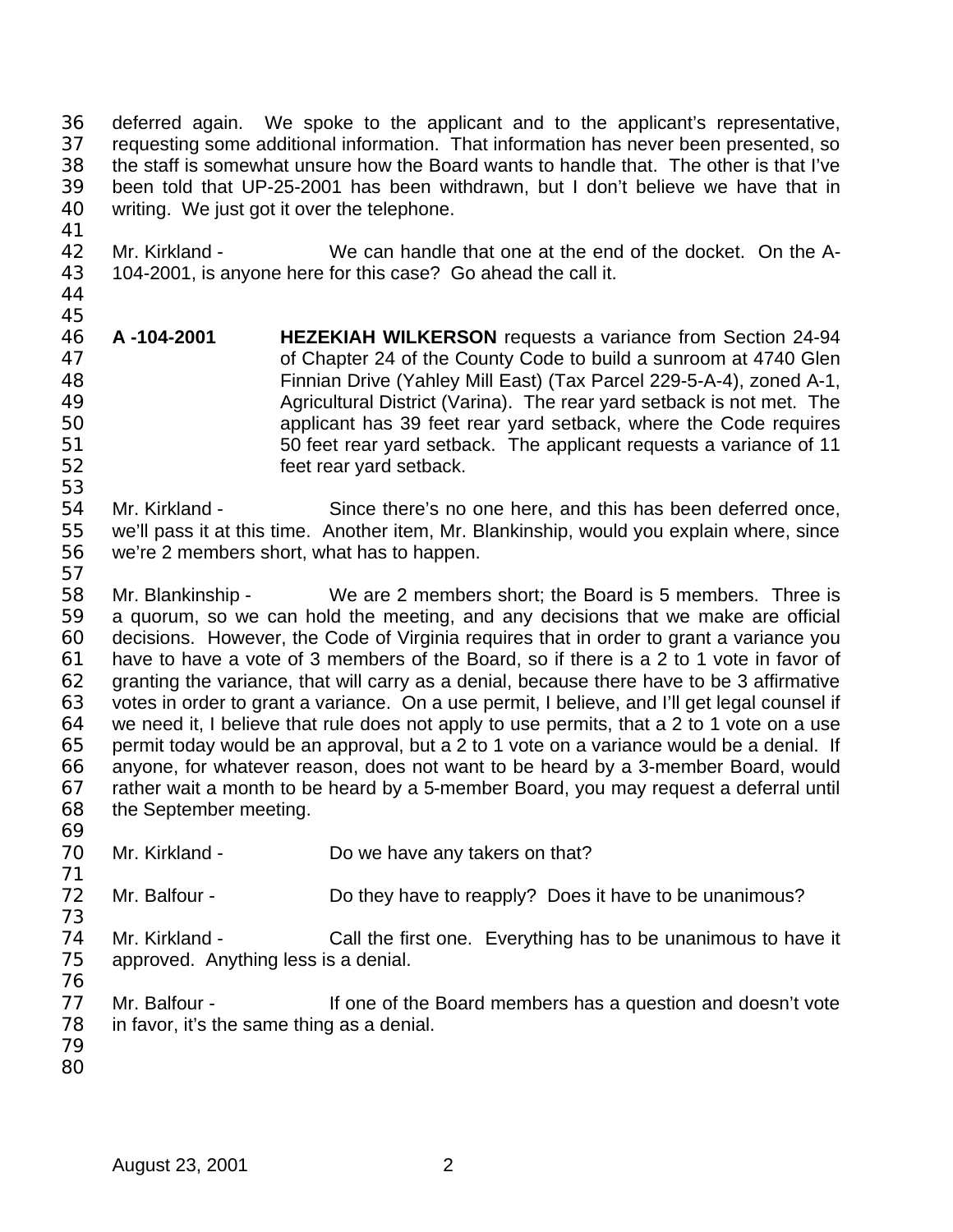deferred again. We spoke to the applicant and to the applicant's representative, requesting some additional information. That information has never been presented, so the staff is somewhat unsure how the Board wants to handle that. The other is that I've been told that UP-25-2001 has been withdrawn, but I don't believe we have that in writing. We just got it over the telephone.

Mr. Kirkland - We can handle that one at the end of the docket. On the A-104-2001, is anyone here for this case? Go ahead the call it.

**A -104-2001** **HEZEKIAH WILKERSON** requests a variance from Section 24-94 of Chapter 24 of the County Code to build a sunroom at 4740 Glen Finnian Drive (Yahley Mill East) (Tax Parcel 229-5-A-4), zoned A-1, Agricultural District (Varina). The rear yard setback is not met. The applicant has 39 feet rear yard setback, where the Code requires 50 feet rear yard setback. The applicant requests a variance of 11 feet rear yard setback.

Mr. Kirkland - Since there's no one here, and this has been deferred once, we'll pass it at this time. Another item, Mr. Blankinship, would you explain where, since we're 2 members short, what has to happen.

Mr. Blankinship - We are 2 members short; the Board is 5 members. Three is a quorum, so we can hold the meeting, and any decisions that we make are official decisions. However, the Code of Virginia requires that in order to grant a variance you have to have a vote of 3 members of the Board, so if there is a 2 to 1 vote in favor of granting the variance, that will carry as a denial, because there have to be 3 affirmative votes in order to grant a variance. On a use permit, I believe, and I'll get legal counsel if we need it, I believe that rule does not apply to use permits, that a 2 to 1 vote on a use permit today would be an approval, but a 2 to 1 vote on a variance would be a denial. If anyone, for whatever reason, does not want to be heard by a 3-member Board, would rather wait a month to be heard by a 5-member Board, you may request a deferral until the September meeting.

Mr. Kirkland - Do we have any takers on that?

Mr. Balfour - Do they have to reapply? Does it have to be unanimous?

Mr. Kirkland - Call the first one. Everything has to be unanimous to have it approved. Anything less is a denial.

Mr. Balfour - If one of the Board members has a question and doesn't vote in favor, it's the same thing as a denial.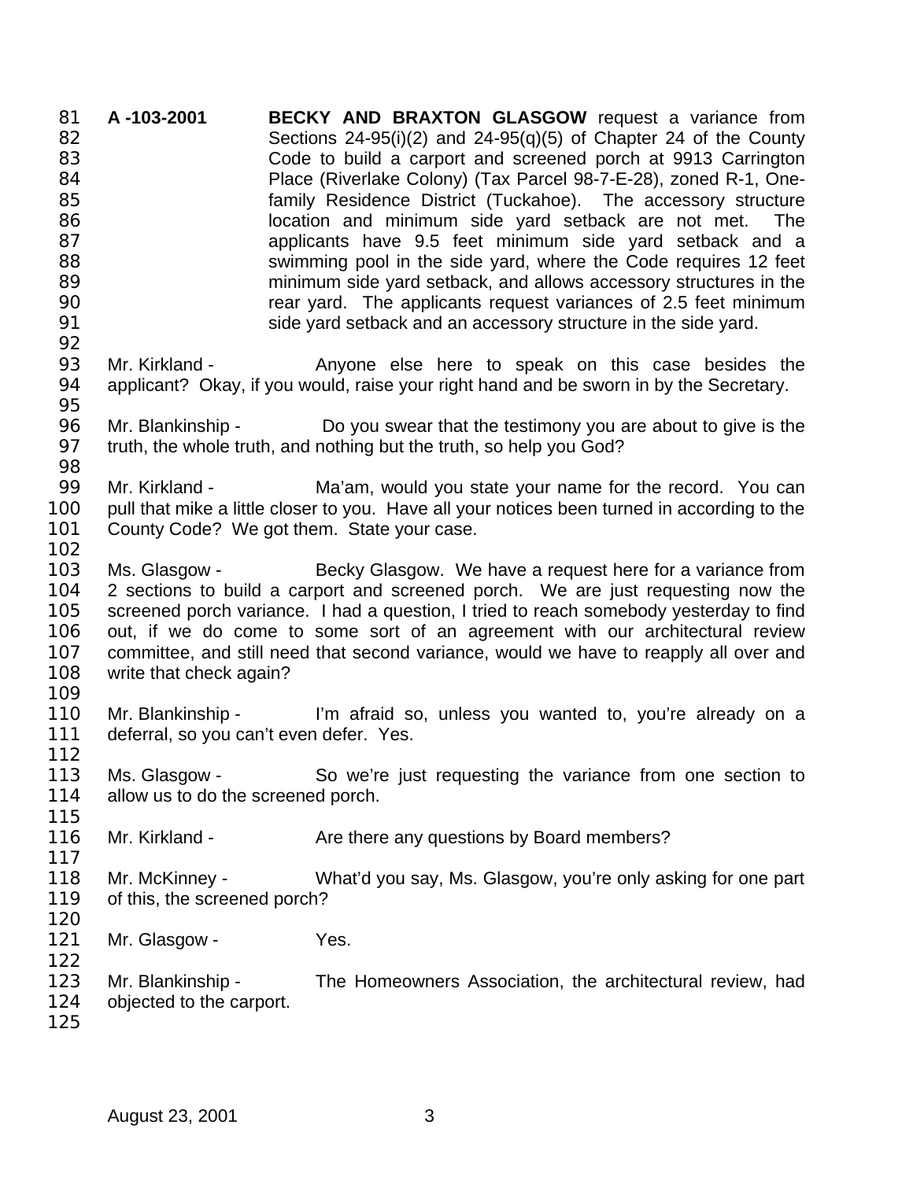**A -103-2001** **BECKY AND BRAXTON GLASGOW** request a variance from Sections 24-95(i)(2) and 24-95(q)(5) of Chapter 24 of the County Code to build a carport and screened porch at 9913 Carrington Place (Riverlake Colony) (Tax Parcel 98-7-E-28), zoned R-1, One-family Residence District (Tuckahoe). The accessory structure location and minimum side yard setback are not met. The applicants have 9.5 feet minimum side yard setback and a swimming pool in the side yard, where the Code requires 12 feet minimum side yard setback, and allows accessory structures in the rear yard. The applicants request variances of 2.5 feet minimum side yard setback and an accessory structure in the side yard.

Mr. Kirkland - Anyone else here to speak on this case besides the applicant? Okay, if you would, raise your right hand and be sworn in by the Secretary.

Mr. Blankinship - Do you swear that the testimony you are about to give is the truth, the whole truth, and nothing but the truth, so help you God?

Mr. Kirkland - Ma'am, would you state your name for the record. You can pull that mike a little closer to you. Have all your notices been turned in according to the County Code? We got them. State your case.

Ms. Glasgow - Becky Glasgow. We have a request here for a variance from 2 sections to build a carport and screened porch. We are just requesting now the screened porch variance. I had a question, I tried to reach somebody yesterday to find out, if we do come to some sort of an agreement with our architectural review committee, and still need that second variance, would we have to reapply all over and write that check again?

Mr. Blankinship - I'm afraid so, unless you wanted to, you're already on a deferral, so you can't even defer. Yes.

Ms. Glasgow - So we're just requesting the variance from one section to allow us to do the screened porch.

Mr. Kirkland - Are there any questions by Board members?

Mr. McKinney - What'd you say, Ms. Glasgow, you're only asking for one part of this, the screened porch?

Mr. Glasgow - Yes.

Mr. Blankinship - The Homeowners Association, the architectural review, had objected to the carport.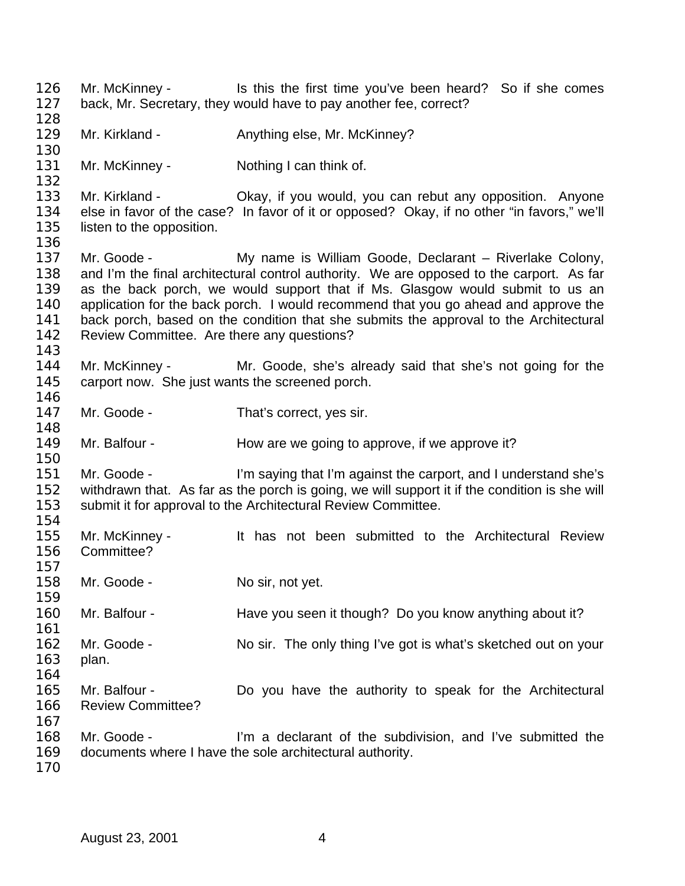Mr. McKinney - Is this the first time you've been heard? So if she comes back, Mr. Secretary, they would have to pay another fee, correct?

Mr. Kirkland - Anything else, Mr. McKinney?

Mr. McKinney - Nothing I can think of.

Mr. Kirkland - Okay, if you would, you can rebut any opposition. Anyone else in favor of the case? In favor of it or opposed? Okay, if no other "in favors," we'll listen to the opposition.

Mr. Goode - My name is William Goode, Declarant – Riverlake Colony, and I'm the final architectural control authority. We are opposed to the carport. As far as the back porch, we would support that if Ms. Glasgow would submit to us an application for the back porch. I would recommend that you go ahead and approve the back porch, based on the condition that she submits the approval to the Architectural Review Committee. Are there any questions?

Mr. McKinney - Mr. Goode, she's already said that she's not going for the carport now. She just wants the screened porch.

Mr. Goode - That's correct, yes sir.

Mr. Balfour - How are we going to approve, if we approve it?

Mr. Goode - I'm saying that I'm against the carport, and I understand she's withdrawn that. As far as the porch is going, we will support it if the condition is she will submit it for approval to the Architectural Review Committee.

Mr. McKinney - It has not been submitted to the Architectural Review Committee?

Mr. Goode - No sir, not yet.

Mr. Balfour - Have you seen it though? Do you know anything about it?

Mr. Goode - No sir. The only thing I've got is what's sketched out on your plan.

Mr. Balfour - Do you have the authority to speak for the Architectural Review Committee?

Mr. Goode - I'm a declarant of the subdivision, and I've submitted the documents where I have the sole architectural authority.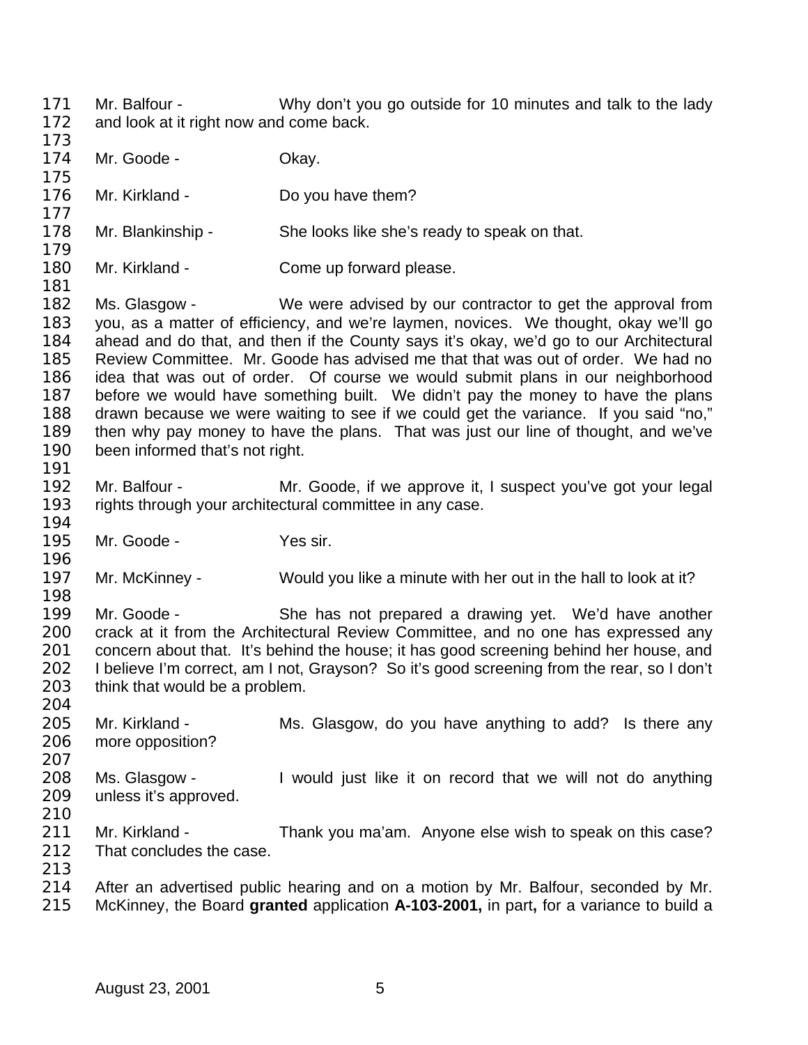Mr. Balfour - Why don't you go outside for 10 minutes and talk to the lady and look at it right now and come back.

Mr. Goode - Okay.

Mr. Kirkland - Do you have them?

Mr. Blankinship - She looks like she's ready to speak on that.

Mr. Kirkland - Come up forward please.

Ms. Glasgow - We were advised by our contractor to get the approval from you, as a matter of efficiency, and we're laymen, novices. We thought, okay we'll go ahead and do that, and then if the County says it's okay, we'd go to our Architectural Review Committee. Mr. Goode has advised me that that was out of order. We had no idea that was out of order. Of course we would submit plans in our neighborhood before we would have something built. We didn't pay the money to have the plans drawn because we were waiting to see if we could get the variance. If you said "no," then why pay money to have the plans. That was just our line of thought, and we've been informed that's not right.

Mr. Balfour - Mr. Goode, if we approve it, I suspect you've got your legal rights through your architectural committee in any case.

Mr. Goode - Yes sir.

Mr. McKinney - Would you like a minute with her out in the hall to look at it?

Mr. Goode - She has not prepared a drawing yet. We'd have another crack at it from the Architectural Review Committee, and no one has expressed any concern about that. It's behind the house; it has good screening behind her house, and I believe I'm correct, am I not, Grayson? So it's good screening from the rear, so I don't think that would be a problem.

Mr. Kirkland - Ms. Glasgow, do you have anything to add? Is there any more opposition?

Ms. Glasgow - I would just like it on record that we will not do anything unless it's approved.

Mr. Kirkland - Thank you ma'am. Anyone else wish to speak on this case? That concludes the case.

After an advertised public hearing and on a motion by Mr. Balfour, seconded by Mr. McKinney, the Board **granted** application **A-103-2001,** in part**,** for a variance to build a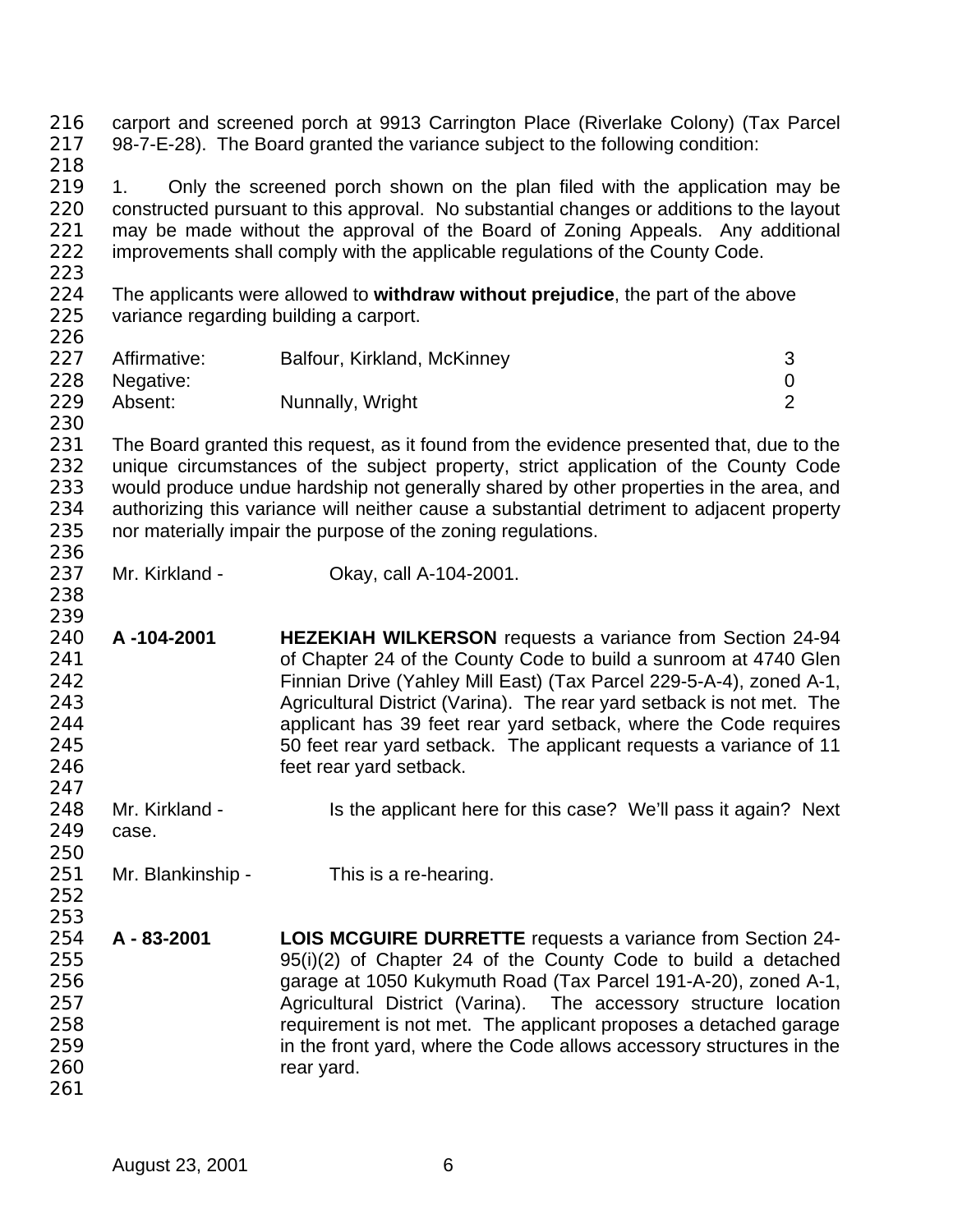carport and screened porch at 9913 Carrington Place (Riverlake Colony) (Tax Parcel 98-7-E-28). The Board granted the variance subject to the following condition:

1. Only the screened porch shown on the plan filed with the application may be constructed pursuant to this approval. No substantial changes or additions to the layout may be made without the approval of the Board of Zoning Appeals. Any additional improvements shall comply with the applicable regulations of the County Code.

The applicants were allowed to **withdraw without prejudice**, the part of the above variance regarding building a carport.

| | | |
|---|---|---|
| Affirmative: | Balfour, Kirkland, McKinney | 3 |
| Negative: | | 0 |
| Absent: | Nunnally, Wright | 2 |

The Board granted this request, as it found from the evidence presented that, due to the unique circumstances of the subject property, strict application of the County Code would produce undue hardship not generally shared by other properties in the area, and authorizing this variance will neither cause a substantial detriment to adjacent property nor materially impair the purpose of the zoning regulations.

Mr. Kirkland - Okay, call A-104-2001.

**A -104-2001** **HEZEKIAH WILKERSON** requests a variance from Section 24-94 of Chapter 24 of the County Code to build a sunroom at 4740 Glen Finnian Drive (Yahley Mill East) (Tax Parcel 229-5-A-4), zoned A-1, Agricultural District (Varina). The rear yard setback is not met. The applicant has 39 feet rear yard setback, where the Code requires 50 feet rear yard setback. The applicant requests a variance of 11 feet rear yard setback.

Mr. Kirkland - Is the applicant here for this case? We'll pass it again? Next case.

Mr. Blankinship - This is a re-hearing.

**A - 83-2001** **LOIS MCGUIRE DURRETTE** requests a variance from Section 24-95(i)(2) of Chapter 24 of the County Code to build a detached garage at 1050 Kukymuth Road (Tax Parcel 191-A-20), zoned A-1, Agricultural District (Varina). The accessory structure location requirement is not met. The applicant proposes a detached garage in the front yard, where the Code allows accessory structures in the rear yard.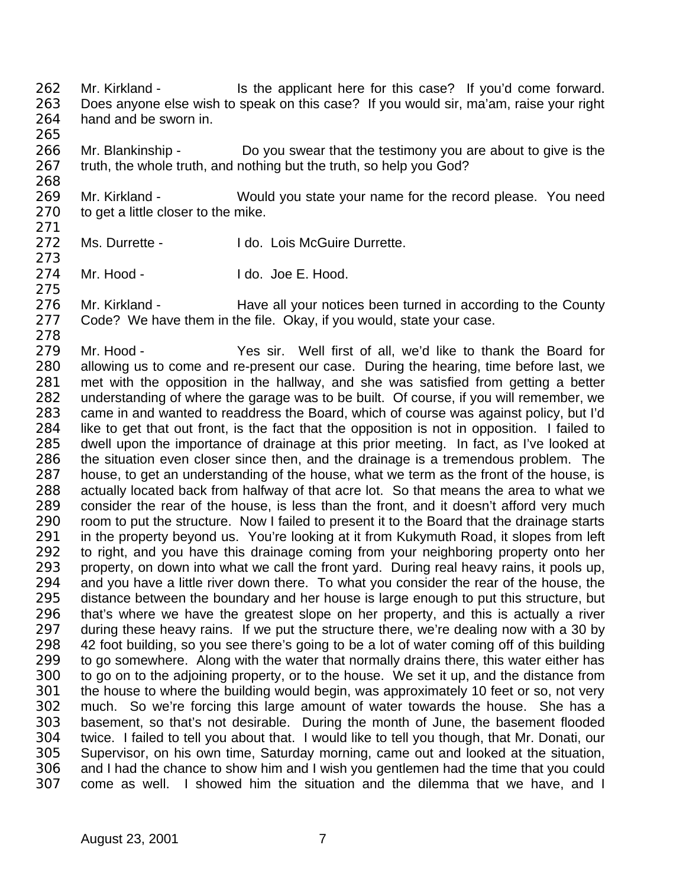Mr. Kirkland - Is the applicant here for this case? If you'd come forward. Does anyone else wish to speak on this case? If you would sir, ma'am, raise your right hand and be sworn in.

Mr. Blankinship - Do you swear that the testimony you are about to give is the truth, the whole truth, and nothing but the truth, so help you God?

Mr. Kirkland - Would you state your name for the record please. You need to get a little closer to the mike.

Ms. Durrette - I do. Lois McGuire Durrette.

Mr. Hood - I do. Joe E. Hood.

Mr. Kirkland - Have all your notices been turned in according to the County Code? We have them in the file. Okay, if you would, state your case.

Mr. Hood - Yes sir. Well first of all, we'd like to thank the Board for allowing us to come and re-present our case. During the hearing, time before last, we met with the opposition in the hallway, and she was satisfied from getting a better understanding of where the garage was to be built. Of course, if you will remember, we came in and wanted to readdress the Board, which of course was against policy, but I'd like to get that out front, is the fact that the opposition is not in opposition. I failed to dwell upon the importance of drainage at this prior meeting. In fact, as I've looked at the situation even closer since then, and the drainage is a tremendous problem. The house, to get an understanding of the house, what we term as the front of the house, is actually located back from halfway of that acre lot. So that means the area to what we consider the rear of the house, is less than the front, and it doesn't afford very much room to put the structure. Now I failed to present it to the Board that the drainage starts in the property beyond us. You're looking at it from Kukymuth Road, it slopes from left to right, and you have this drainage coming from your neighboring property onto her property, on down into what we call the front yard. During real heavy rains, it pools up, and you have a little river down there. To what you consider the rear of the house, the distance between the boundary and her house is large enough to put this structure, but that's where we have the greatest slope on her property, and this is actually a river during these heavy rains. If we put the structure there, we're dealing now with a 30 by 42 foot building, so you see there's going to be a lot of water coming off of this building to go somewhere. Along with the water that normally drains there, this water either has to go on to the adjoining property, or to the house. We set it up, and the distance from the house to where the building would begin, was approximately 10 feet or so, not very much. So we're forcing this large amount of water towards the house. She has a basement, so that's not desirable. During the month of June, the basement flooded twice. I failed to tell you about that. I would like to tell you though, that Mr. Donati, our Supervisor, on his own time, Saturday morning, came out and looked at the situation, and I had the chance to show him and I wish you gentlemen had the time that you could come as well. I showed him the situation and the dilemma that we have, and I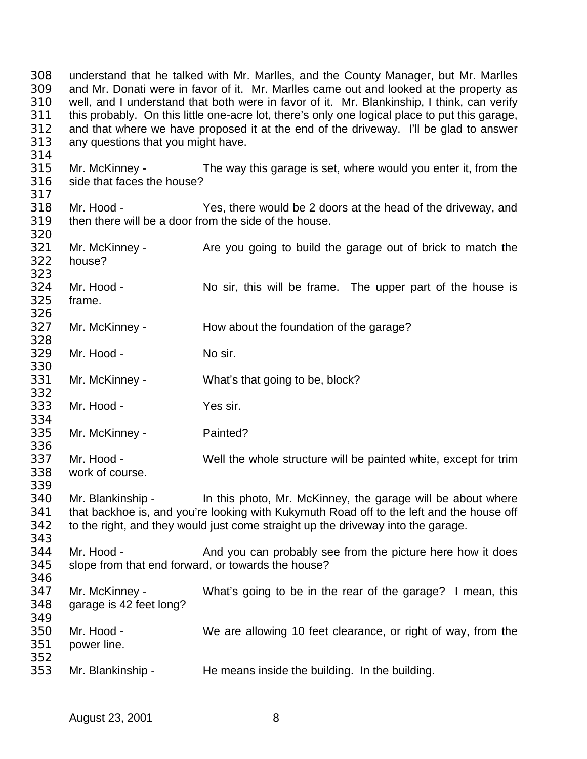understand that he talked with Mr. Marlles, and the County Manager, but Mr. Marlles and Mr. Donati were in favor of it. Mr. Marlles came out and looked at the property as well, and I understand that both were in favor of it. Mr. Blankinship, I think, can verify this probably. On this little one-acre lot, there's only one logical place to put this garage, and that where we have proposed it at the end of the driveway. I'll be glad to answer any questions that you might have.

Mr. McKinney - The way this garage is set, where would you enter it, from the side that faces the house?

Mr. Hood - Yes, there would be 2 doors at the head of the driveway, and then there will be a door from the side of the house.

Mr. McKinney - Are you going to build the garage out of brick to match the house?

Mr. Hood - No sir, this will be frame. The upper part of the house is frame.

Mr. McKinney - How about the foundation of the garage?

Mr. Hood - No sir.

Mr. McKinney - What's that going to be, block?

Mr. Hood - Yes sir.

Mr. McKinney - Painted?

Mr. Hood - Well the whole structure will be painted white, except for trim work of course.

Mr. Blankinship - In this photo, Mr. McKinney, the garage will be about where that backhoe is, and you're looking with Kukymuth Road off to the left and the house off to the right, and they would just come straight up the driveway into the garage.

Mr. Hood - And you can probably see from the picture here how it does slope from that end forward, or towards the house?

Mr. McKinney - What's going to be in the rear of the garage? I mean, this garage is 42 feet long?

Mr. Hood - We are allowing 10 feet clearance, or right of way, from the power line.

Mr. Blankinship - He means inside the building. In the building.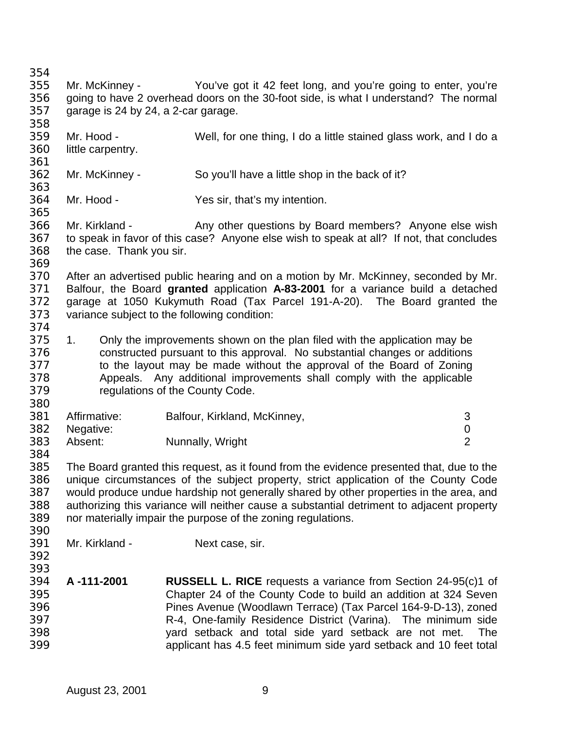Mr. McKinney - You've got it 42 feet long, and you're going to enter, you're going to have 2 overhead doors on the 30-foot side, is what I understand? The normal garage is 24 by 24, a 2-car garage.

Mr. Hood - Well, for one thing, I do a little stained glass work, and I do a little carpentry.

Mr. McKinney - So you'll have a little shop in the back of it?

Mr. Hood - Yes sir, that's my intention.

Mr. Kirkland - Any other questions by Board members? Anyone else wish to speak in favor of this case? Anyone else wish to speak at all? If not, that concludes the case. Thank you sir.

After an advertised public hearing and on a motion by Mr. McKinney, seconded by Mr. Balfour, the Board **granted** application **A-83-2001** for a variance build a detached garage at 1050 Kukymuth Road (Tax Parcel 191-A-20). The Board granted the variance subject to the following condition:

1. Only the improvements shown on the plan filed with the application may be constructed pursuant to this approval. No substantial changes or additions to the layout may be made without the approval of the Board of Zoning Appeals. Any additional improvements shall comply with the applicable regulations of the County Code.

| | | |
|---|---|---|
| Affirmative: | Balfour, Kirkland, McKinney, | 3 |
| Negative: | | 0 |
| Absent: | Nunnally, Wright | 2 |

The Board granted this request, as it found from the evidence presented that, due to the unique circumstances of the subject property, strict application of the County Code would produce undue hardship not generally shared by other properties in the area, and authorizing this variance will neither cause a substantial detriment to adjacent property nor materially impair the purpose of the zoning regulations.

Mr. Kirkland - Next case, sir.

**A -111-2001** **RUSSELL L. RICE** requests a variance from Section 24-95(c)1 of Chapter 24 of the County Code to build an addition at 324 Seven Pines Avenue (Woodlawn Terrace) (Tax Parcel 164-9-D-13), zoned R-4, One-family Residence District (Varina). The minimum side yard setback and total side yard setback are not met. The applicant has 4.5 feet minimum side yard setback and 10 feet total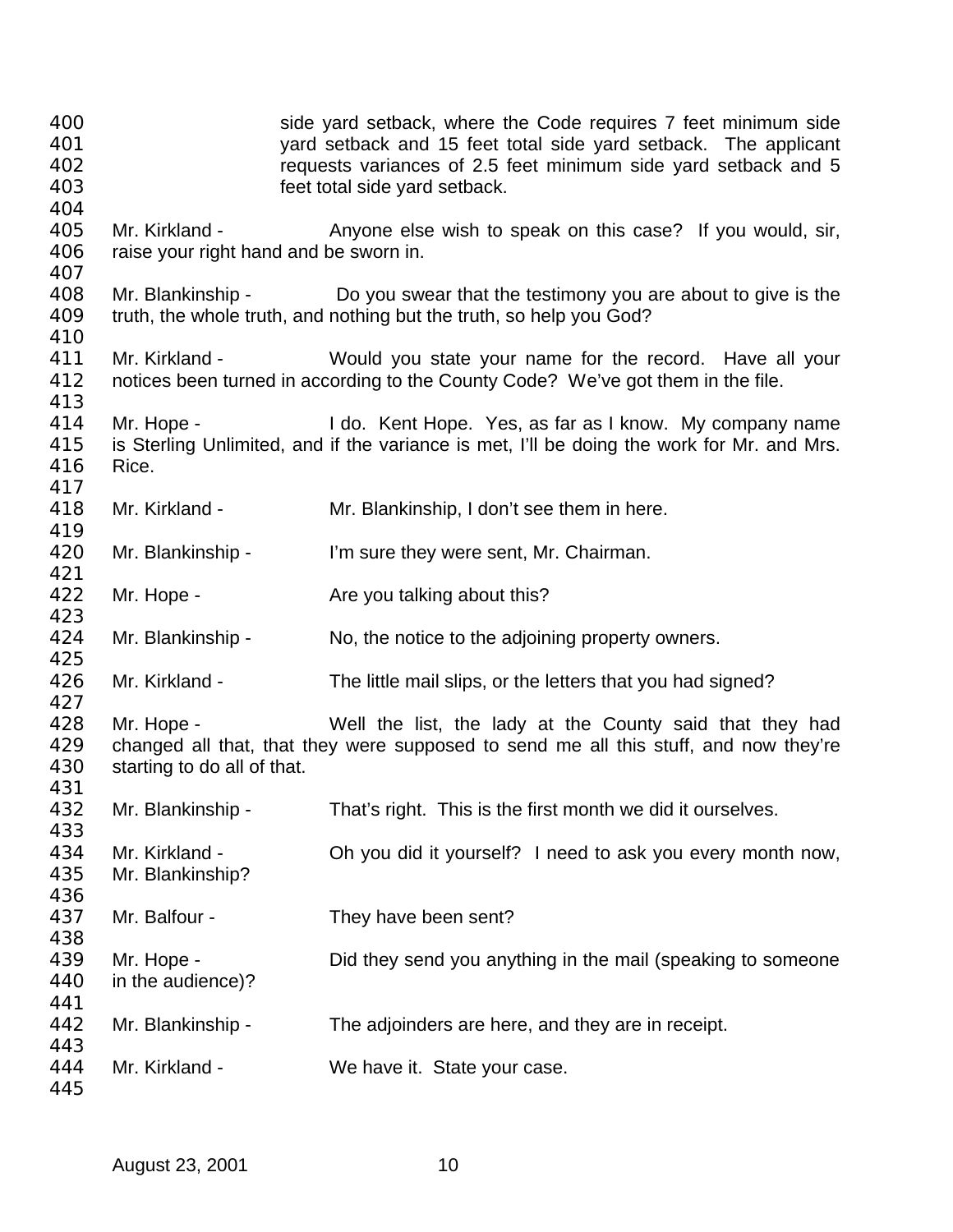side yard setback, where the Code requires 7 feet minimum side yard setback and 15 feet total side yard setback. The applicant requests variances of 2.5 feet minimum side yard setback and 5 feet total side yard setback.

Mr. Kirkland - Anyone else wish to speak on this case? If you would, sir, raise your right hand and be sworn in.

Mr. Blankinship - Do you swear that the testimony you are about to give is the truth, the whole truth, and nothing but the truth, so help you God?

Mr. Kirkland - Would you state your name for the record. Have all your notices been turned in according to the County Code? We've got them in the file.

Mr. Hope - I do. Kent Hope. Yes, as far as I know. My company name is Sterling Unlimited, and if the variance is met, I'll be doing the work for Mr. and Mrs. Rice.

Mr. Kirkland - Mr. Blankinship, I don't see them in here.

Mr. Blankinship - I'm sure they were sent, Mr. Chairman.

Mr. Hope - Are you talking about this?

Mr. Blankinship - No, the notice to the adjoining property owners.

Mr. Kirkland - The little mail slips, or the letters that you had signed?

Mr. Hope - Well the list, the lady at the County said that they had changed all that, that they were supposed to send me all this stuff, and now they're starting to do all of that.

Mr. Blankinship - That's right. This is the first month we did it ourselves.

Mr. Kirkland - Oh you did it yourself? I need to ask you every month now, Mr. Blankinship?

Mr. Balfour - They have been sent?

Mr. Hope - Did they send you anything in the mail (speaking to someone in the audience)?

Mr. Blankinship - The adjoinders are here, and they are in receipt.

Mr. Kirkland - We have it. State your case.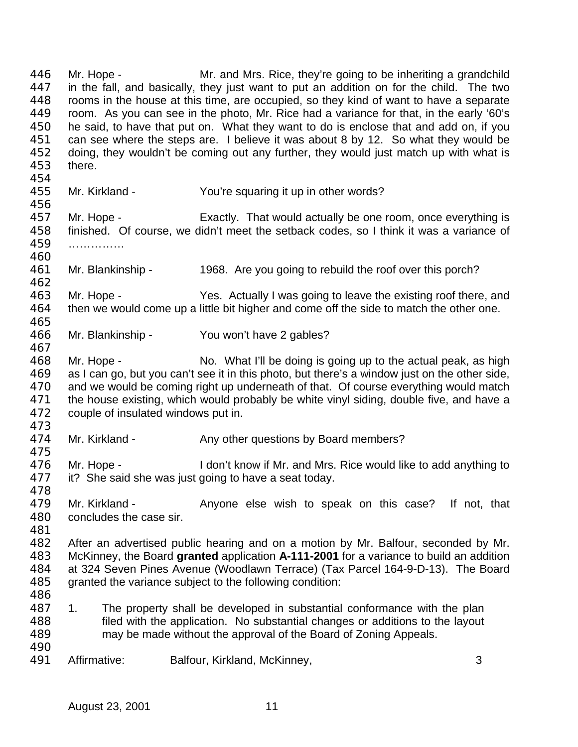Mr. Hope - Mr. and Mrs. Rice, they're going to be inheriting a grandchild in the fall, and basically, they just want to put an addition on for the child. The two rooms in the house at this time, are occupied, so they kind of want to have a separate room. As you can see in the photo, Mr. Rice had a variance for that, in the early '60's he said, to have that put on. What they want to do is enclose that and add on, if you can see where the steps are. I believe it was about 8 by 12. So what they would be doing, they wouldn't be coming out any further, they would just match up with what is there.

Mr. Kirkland - You're squaring it up in other words?

Mr. Hope - Exactly. That would actually be one room, once everything is finished. Of course, we didn't meet the setback codes, so I think it was a variance of ……………

Mr. Blankinship - 1968. Are you going to rebuild the roof over this porch?

Mr. Hope - Yes. Actually I was going to leave the existing roof there, and then we would come up a little bit higher and come off the side to match the other one.

Mr. Blankinship - You won't have 2 gables?

Mr. Hope - No. What I'll be doing is going up to the actual peak, as high as I can go, but you can't see it in this photo, but there's a window just on the other side, and we would be coming right up underneath of that. Of course everything would match the house existing, which would probably be white vinyl siding, double five, and have a couple of insulated windows put in.

Mr. Kirkland - Any other questions by Board members?

Mr. Hope - I don't know if Mr. and Mrs. Rice would like to add anything to it? She said she was just going to have a seat today.

Mr. Kirkland - Anyone else wish to speak on this case? If not, that concludes the case sir.

After an advertised public hearing and on a motion by Mr. Balfour, seconded by Mr. McKinney, the Board **granted** application **A-111-2001** for a variance to build an addition at 324 Seven Pines Avenue (Woodlawn Terrace) (Tax Parcel 164-9-D-13). The Board granted the variance subject to the following condition:

1. The property shall be developed in substantial conformance with the plan filed with the application. No substantial changes or additions to the layout may be made without the approval of the Board of Zoning Appeals.

Affirmative: Balfour, Kirkland, McKinney, 3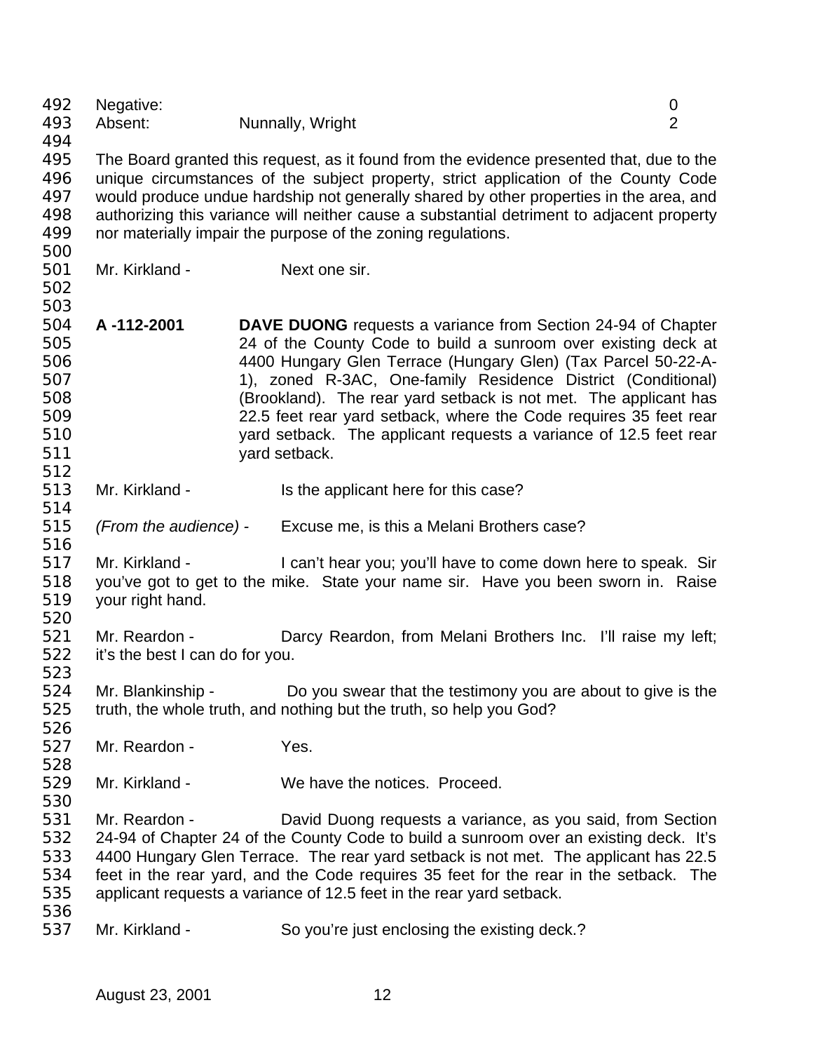| | | |
|---|---|---|
| Negative: | | 0 |
| Absent: | Nunnally, Wright | 2 |

The Board granted this request, as it found from the evidence presented that, due to the unique circumstances of the subject property, strict application of the County Code would produce undue hardship not generally shared by other properties in the area, and authorizing this variance will neither cause a substantial detriment to adjacent property nor materially impair the purpose of the zoning regulations.

Mr. Kirkland - Next one sir.

**A -112-2001** **DAVE DUONG** requests a variance from Section 24-94 of Chapter 24 of the County Code to build a sunroom over existing deck at 4400 Hungary Glen Terrace (Hungary Glen) (Tax Parcel 50-22-A-1), zoned R-3AC, One-family Residence District (Conditional) (Brookland). The rear yard setback is not met. The applicant has 22.5 feet rear yard setback, where the Code requires 35 feet rear yard setback. The applicant requests a variance of 12.5 feet rear yard setback.

Mr. Kirkland - Is the applicant here for this case?

*(From the audience)* - Excuse me, is this a Melani Brothers case?

Mr. Kirkland - I can't hear you; you'll have to come down here to speak. Sir you've got to get to the mike. State your name sir. Have you been sworn in. Raise your right hand.

Mr. Reardon - Darcy Reardon, from Melani Brothers Inc. I'll raise my left; it's the best I can do for you.

Mr. Blankinship - Do you swear that the testimony you are about to give is the truth, the whole truth, and nothing but the truth, so help you God?

Mr. Reardon - Yes.

Mr. Kirkland - We have the notices. Proceed.

Mr. Reardon - David Duong requests a variance, as you said, from Section 24-94 of Chapter 24 of the County Code to build a sunroom over an existing deck. It's 4400 Hungary Glen Terrace. The rear yard setback is not met. The applicant has 22.5 feet in the rear yard, and the Code requires 35 feet for the rear in the setback. The applicant requests a variance of 12.5 feet in the rear yard setback.

Mr. Kirkland - So you're just enclosing the existing deck.?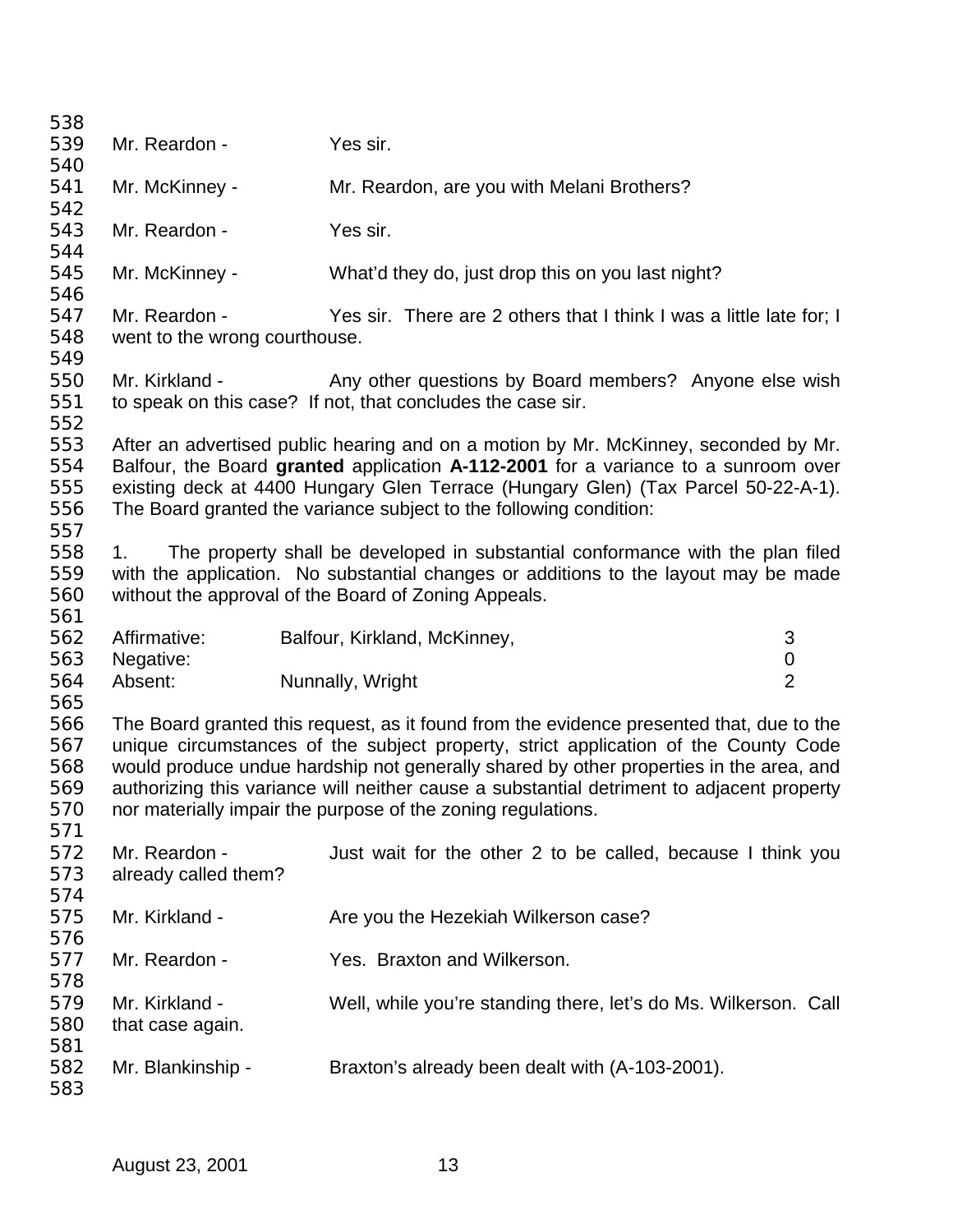Mr. Reardon - Yes sir.

Mr. McKinney - Mr. Reardon, are you with Melani Brothers?

Mr. Reardon - Yes sir.

Mr. McKinney - What'd they do, just drop this on you last night?

Mr. Reardon - Yes sir. There are 2 others that I think I was a little late for; I went to the wrong courthouse.

Mr. Kirkland - Any other questions by Board members? Anyone else wish to speak on this case? If not, that concludes the case sir.

After an advertised public hearing and on a motion by Mr. McKinney, seconded by Mr. Balfour, the Board **granted** application **A-112-2001** for a variance to a sunroom over existing deck at 4400 Hungary Glen Terrace (Hungary Glen) (Tax Parcel 50-22-A-1). The Board granted the variance subject to the following condition:

1. The property shall be developed in substantial conformance with the plan filed with the application. No substantial changes or additions to the layout may be made without the approval of the Board of Zoning Appeals.

| | | |
|---|---|---|
| Affirmative: | Balfour, Kirkland, McKinney, | 3 |
| Negative: | | 0 |
| Absent: | Nunnally, Wright | 2 |

The Board granted this request, as it found from the evidence presented that, due to the unique circumstances of the subject property, strict application of the County Code would produce undue hardship not generally shared by other properties in the area, and authorizing this variance will neither cause a substantial detriment to adjacent property nor materially impair the purpose of the zoning regulations.

Mr. Reardon - Just wait for the other 2 to be called, because I think you already called them?

Mr. Kirkland - Are you the Hezekiah Wilkerson case?

Mr. Reardon - Yes. Braxton and Wilkerson.

Mr. Kirkland - Well, while you're standing there, let's do Ms. Wilkerson. Call that case again.

Mr. Blankinship - Braxton's already been dealt with (A-103-2001).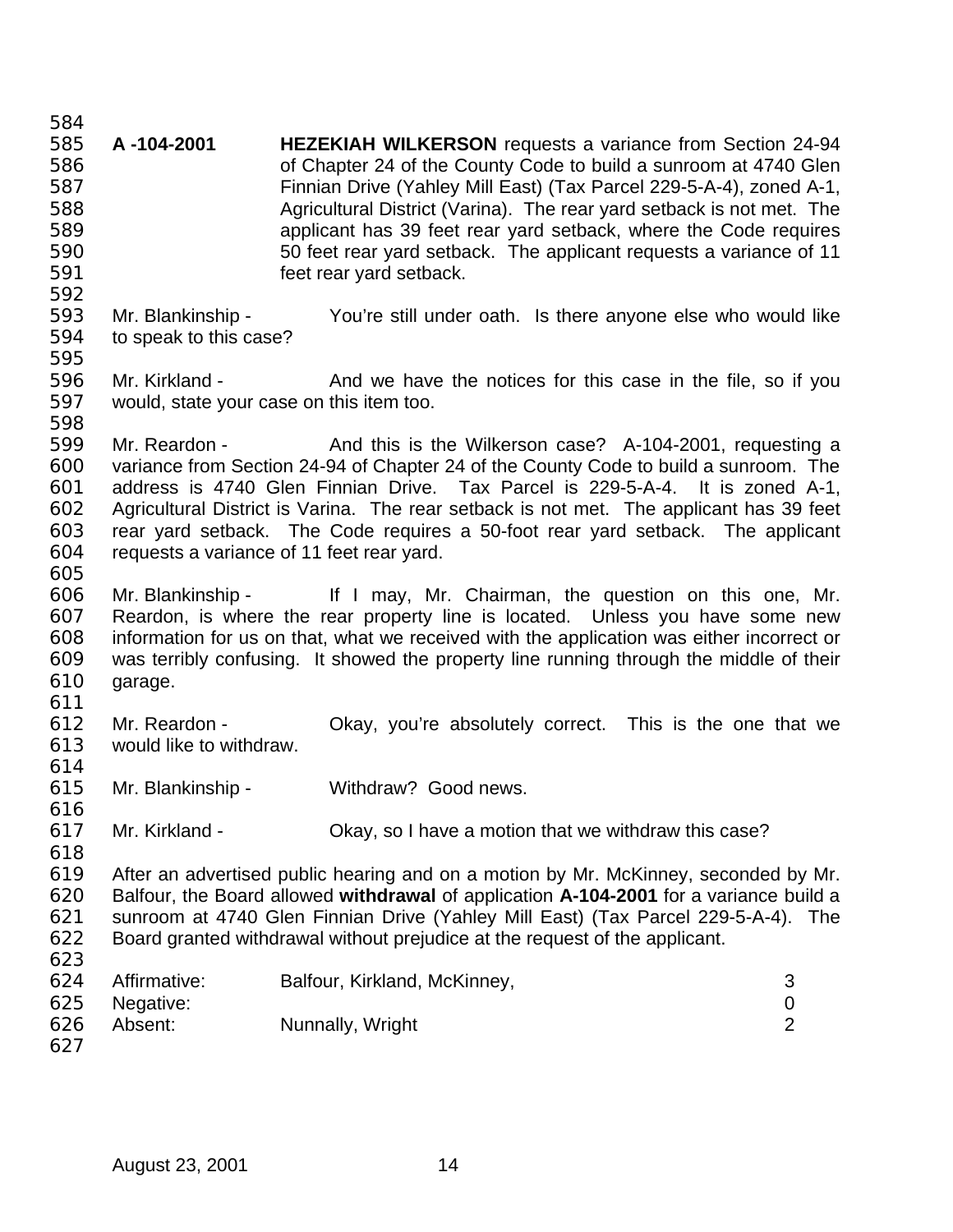**A -104-2001** **HEZEKIAH WILKERSON** requests a variance from Section 24-94 of Chapter 24 of the County Code to build a sunroom at 4740 Glen Finnian Drive (Yahley Mill East) (Tax Parcel 229-5-A-4), zoned A-1, Agricultural District (Varina). The rear yard setback is not met. The applicant has 39 feet rear yard setback, where the Code requires 50 feet rear yard setback. The applicant requests a variance of 11 feet rear yard setback.

Mr. Blankinship - You're still under oath. Is there anyone else who would like to speak to this case?

Mr. Kirkland - And we have the notices for this case in the file, so if you would, state your case on this item too.

Mr. Reardon - And this is the Wilkerson case? A-104-2001, requesting a variance from Section 24-94 of Chapter 24 of the County Code to build a sunroom. The address is 4740 Glen Finnian Drive. Tax Parcel is 229-5-A-4. It is zoned A-1, Agricultural District is Varina. The rear setback is not met. The applicant has 39 feet rear yard setback. The Code requires a 50-foot rear yard setback. The applicant requests a variance of 11 feet rear yard.

Mr. Blankinship - If I may, Mr. Chairman, the question on this one, Mr. Reardon, is where the rear property line is located. Unless you have some new information for us on that, what we received with the application was either incorrect or was terribly confusing. It showed the property line running through the middle of their garage.

Mr. Reardon - Okay, you're absolutely correct. This is the one that we would like to withdraw.

Mr. Blankinship - Withdraw? Good news.

Mr. Kirkland - Okay, so I have a motion that we withdraw this case?

After an advertised public hearing and on a motion by Mr. McKinney, seconded by Mr. Balfour, the Board allowed **withdrawal** of application **A-104-2001** for a variance build a sunroom at 4740 Glen Finnian Drive (Yahley Mill East) (Tax Parcel 229-5-A-4). The Board granted withdrawal without prejudice at the request of the applicant.

| | | |
|---|---|---|
| Affirmative: | Balfour, Kirkland, McKinney, | 3 |
| Negative: | | 0 |
| Absent: | Nunnally, Wright | 2 |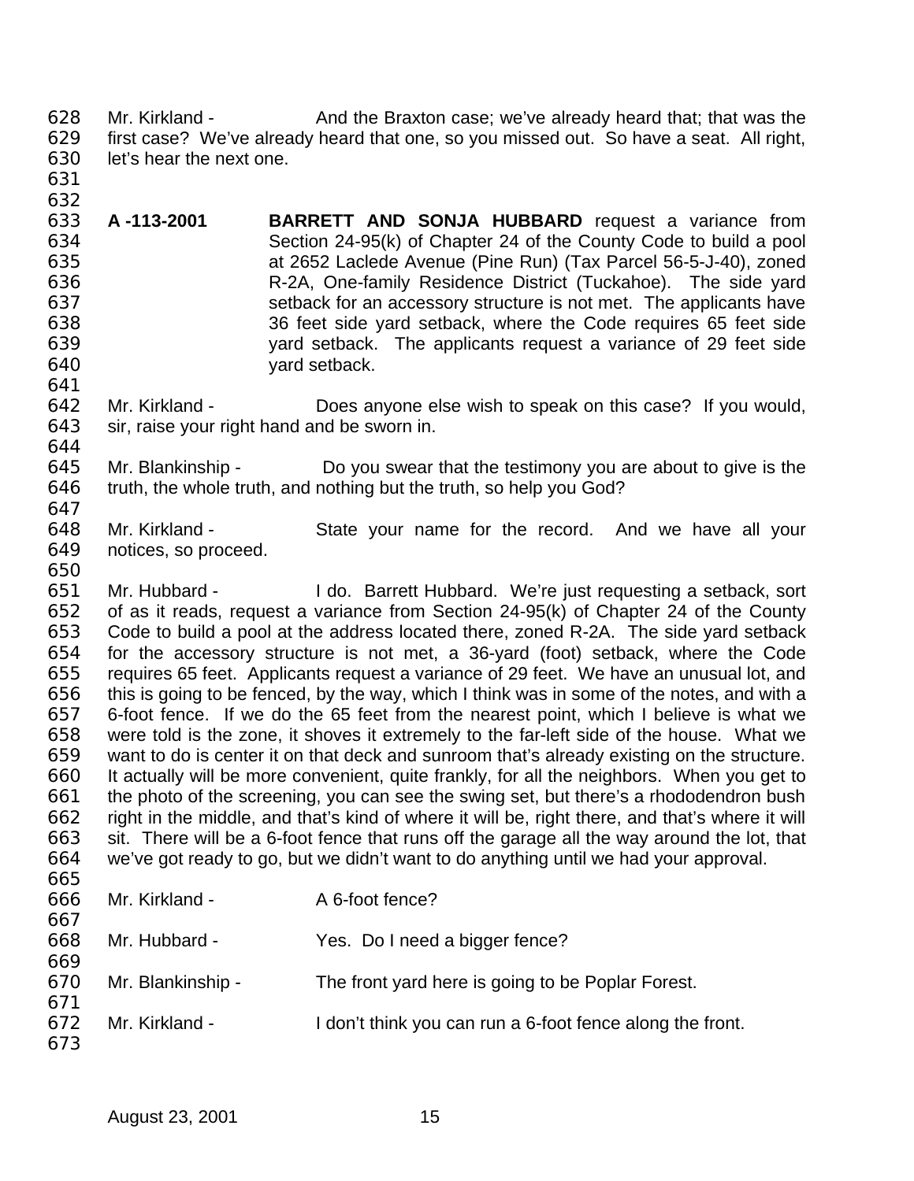Mr. Kirkland - And the Braxton case; we've already heard that; that was the first case? We've already heard that one, so you missed out. So have a seat. All right, let's hear the next one.

**A -113-2001** **BARRETT AND SONJA HUBBARD** request a variance from Section 24-95(k) of Chapter 24 of the County Code to build a pool at 2652 Laclede Avenue (Pine Run) (Tax Parcel 56-5-J-40), zoned R-2A, One-family Residence District (Tuckahoe). The side yard setback for an accessory structure is not met. The applicants have 36 feet side yard setback, where the Code requires 65 feet side yard setback. The applicants request a variance of 29 feet side yard setback.

Mr. Kirkland - Does anyone else wish to speak on this case? If you would, sir, raise your right hand and be sworn in.

Mr. Blankinship - Do you swear that the testimony you are about to give is the truth, the whole truth, and nothing but the truth, so help you God?

Mr. Kirkland - State your name for the record. And we have all your notices, so proceed.

Mr. Hubbard - I do. Barrett Hubbard. We're just requesting a setback, sort of as it reads, request a variance from Section 24-95(k) of Chapter 24 of the County Code to build a pool at the address located there, zoned R-2A. The side yard setback for the accessory structure is not met, a 36-yard (foot) setback, where the Code requires 65 feet. Applicants request a variance of 29 feet. We have an unusual lot, and this is going to be fenced, by the way, which I think was in some of the notes, and with a 6-foot fence. If we do the 65 feet from the nearest point, which I believe is what we were told is the zone, it shoves it extremely to the far-left side of the house. What we want to do is center it on that deck and sunroom that's already existing on the structure. It actually will be more convenient, quite frankly, for all the neighbors. When you get to the photo of the screening, you can see the swing set, but there's a rhododendron bush right in the middle, and that's kind of where it will be, right there, and that's where it will sit. There will be a 6-foot fence that runs off the garage all the way around the lot, that we've got ready to go, but we didn't want to do anything until we had your approval.

Mr. Kirkland - A 6-foot fence?

Mr. Hubbard - Yes. Do I need a bigger fence?

Mr. Blankinship - The front yard here is going to be Poplar Forest.

Mr. Kirkland - I don't think you can run a 6-foot fence along the front.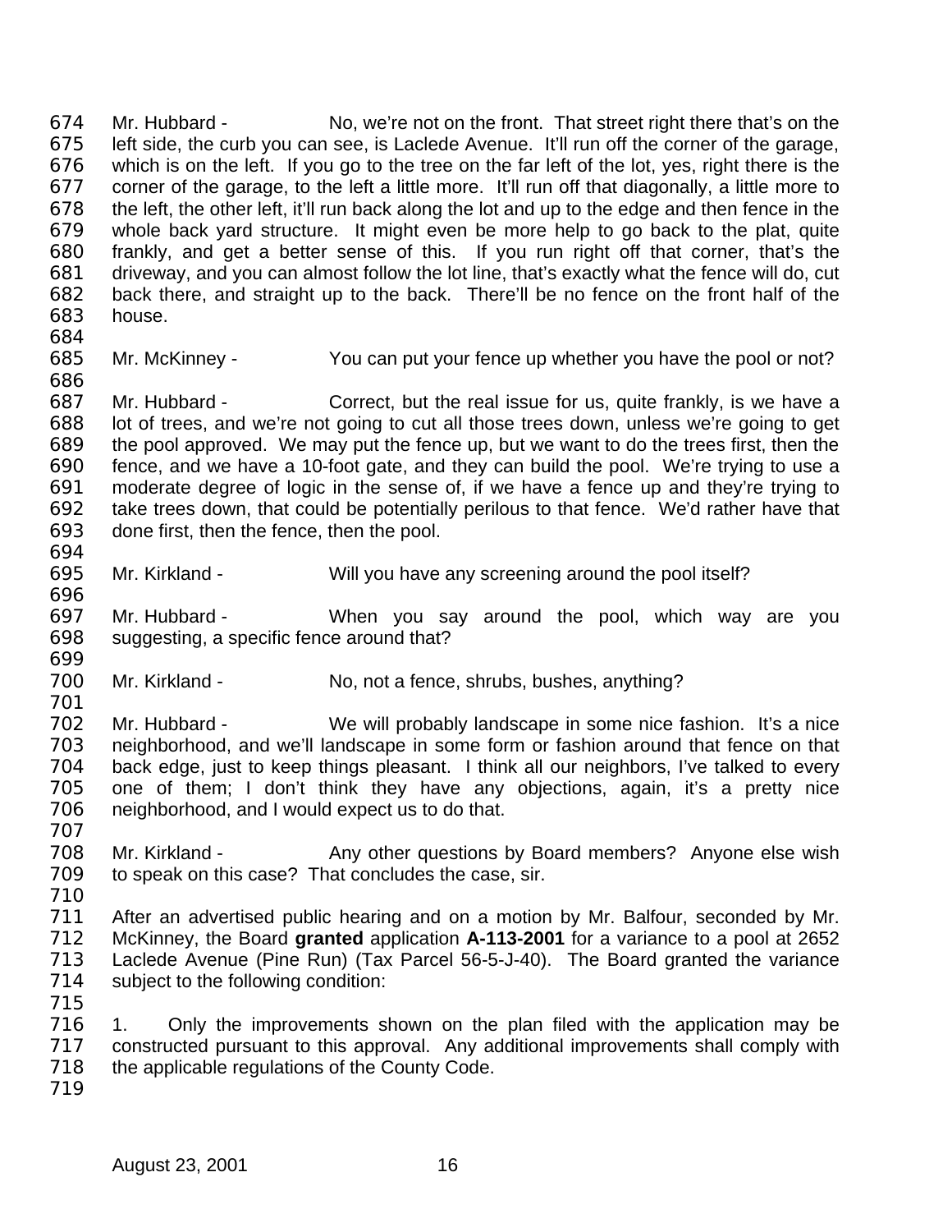Mr. Hubbard - No, we're not on the front. That street right there that's on the left side, the curb you can see, is Laclede Avenue. It'll run off the corner of the garage, which is on the left. If you go to the tree on the far left of the lot, yes, right there is the corner of the garage, to the left a little more. It'll run off that diagonally, a little more to the left, the other left, it'll run back along the lot and up to the edge and then fence in the whole back yard structure. It might even be more help to go back to the plat, quite frankly, and get a better sense of this. If you run right off that corner, that's the driveway, and you can almost follow the lot line, that's exactly what the fence will do, cut back there, and straight up to the back. There'll be no fence on the front half of the house.

Mr. McKinney - You can put your fence up whether you have the pool or not?

Mr. Hubbard - Correct, but the real issue for us, quite frankly, is we have a lot of trees, and we're not going to cut all those trees down, unless we're going to get the pool approved. We may put the fence up, but we want to do the trees first, then the fence, and we have a 10-foot gate, and they can build the pool. We're trying to use a moderate degree of logic in the sense of, if we have a fence up and they're trying to take trees down, that could be potentially perilous to that fence. We'd rather have that done first, then the fence, then the pool.

Mr. Kirkland - Will you have any screening around the pool itself?

Mr. Hubbard - When you say around the pool, which way are you suggesting, a specific fence around that?

Mr. Kirkland - No, not a fence, shrubs, bushes, anything?

Mr. Hubbard - We will probably landscape in some nice fashion. It's a nice neighborhood, and we'll landscape in some form or fashion around that fence on that back edge, just to keep things pleasant. I think all our neighbors, I've talked to every one of them; I don't think they have any objections, again, it's a pretty nice neighborhood, and I would expect us to do that.

Mr. Kirkland - Any other questions by Board members? Anyone else wish to speak on this case? That concludes the case, sir.

After an advertised public hearing and on a motion by Mr. Balfour, seconded by Mr. McKinney, the Board **granted** application **A-113-2001** for a variance to a pool at 2652 Laclede Avenue (Pine Run) (Tax Parcel 56-5-J-40). The Board granted the variance subject to the following condition:

1. Only the improvements shown on the plan filed with the application may be constructed pursuant to this approval. Any additional improvements shall comply with the applicable regulations of the County Code.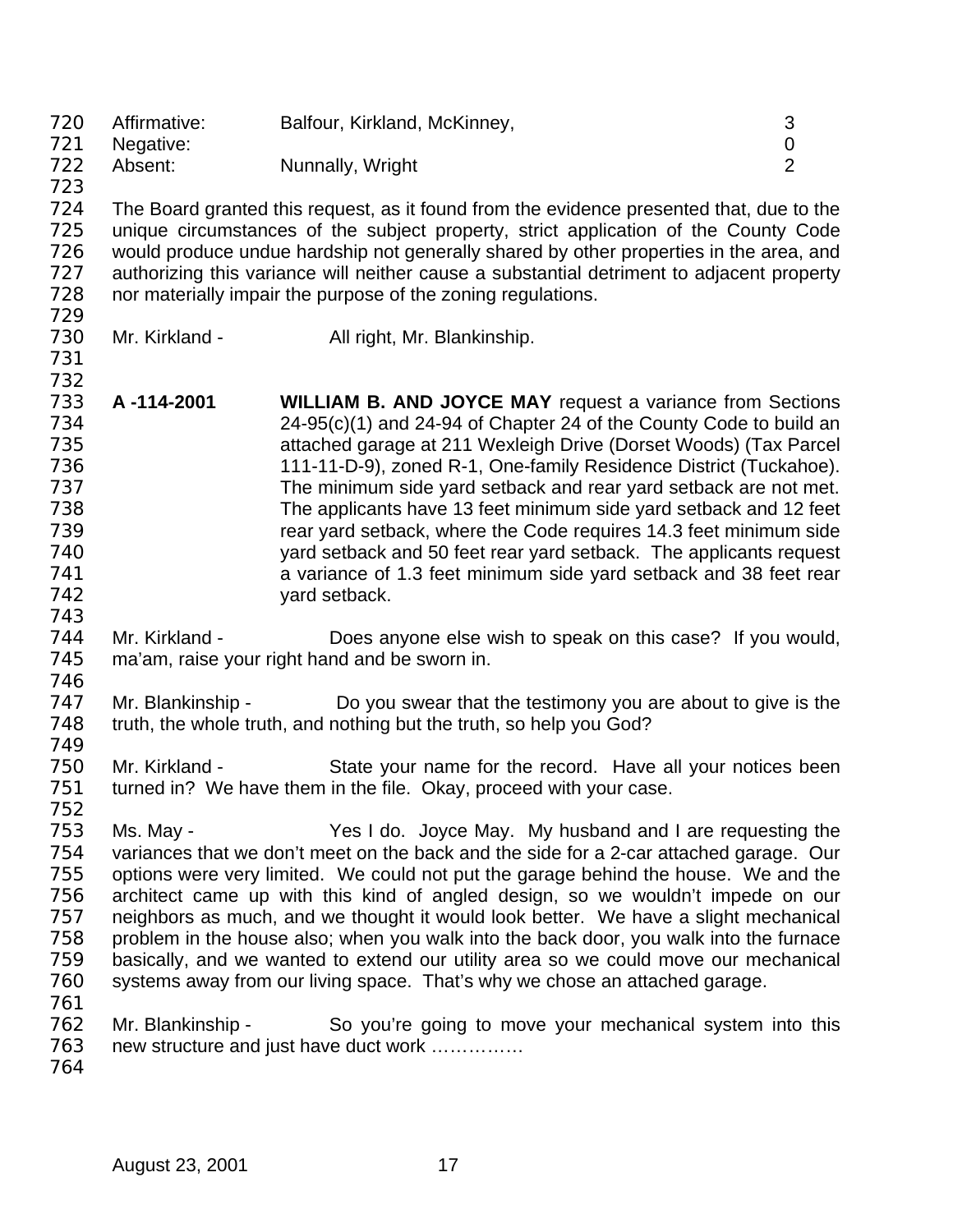| Affirmative: | Balfour, Kirkland, McKinney, | 3 |
|---|---|---|
| Negative: | | 0 |
| Absent: | Nunnally, Wright | 2 |

The Board granted this request, as it found from the evidence presented that, due to the unique circumstances of the subject property, strict application of the County Code would produce undue hardship not generally shared by other properties in the area, and authorizing this variance will neither cause a substantial detriment to adjacent property nor materially impair the purpose of the zoning regulations.

Mr. Kirkland - All right, Mr. Blankinship.

**A -114-2001** **WILLIAM B. AND JOYCE MAY** request a variance from Sections 24-95(c)(1) and 24-94 of Chapter 24 of the County Code to build an attached garage at 211 Wexleigh Drive (Dorset Woods) (Tax Parcel 111-11-D-9), zoned R-1, One-family Residence District (Tuckahoe). The minimum side yard setback and rear yard setback are not met. The applicants have 13 feet minimum side yard setback and 12 feet rear yard setback, where the Code requires 14.3 feet minimum side yard setback and 50 feet rear yard setback. The applicants request a variance of 1.3 feet minimum side yard setback and 38 feet rear yard setback.

Mr. Kirkland - Does anyone else wish to speak on this case? If you would, ma'am, raise your right hand and be sworn in.

Mr. Blankinship - Do you swear that the testimony you are about to give is the truth, the whole truth, and nothing but the truth, so help you God?

Mr. Kirkland - State your name for the record. Have all your notices been turned in? We have them in the file. Okay, proceed with your case.

Ms. May - Yes I do. Joyce May. My husband and I are requesting the variances that we don't meet on the back and the side for a 2-car attached garage. Our options were very limited. We could not put the garage behind the house. We and the architect came up with this kind of angled design, so we wouldn't impede on our neighbors as much, and we thought it would look better. We have a slight mechanical problem in the house also; when you walk into the back door, you walk into the furnace basically, and we wanted to extend our utility area so we could move our mechanical systems away from our living space. That's why we chose an attached garage.

Mr. Blankinship - So you're going to move your mechanical system into this new structure and just have duct work ……………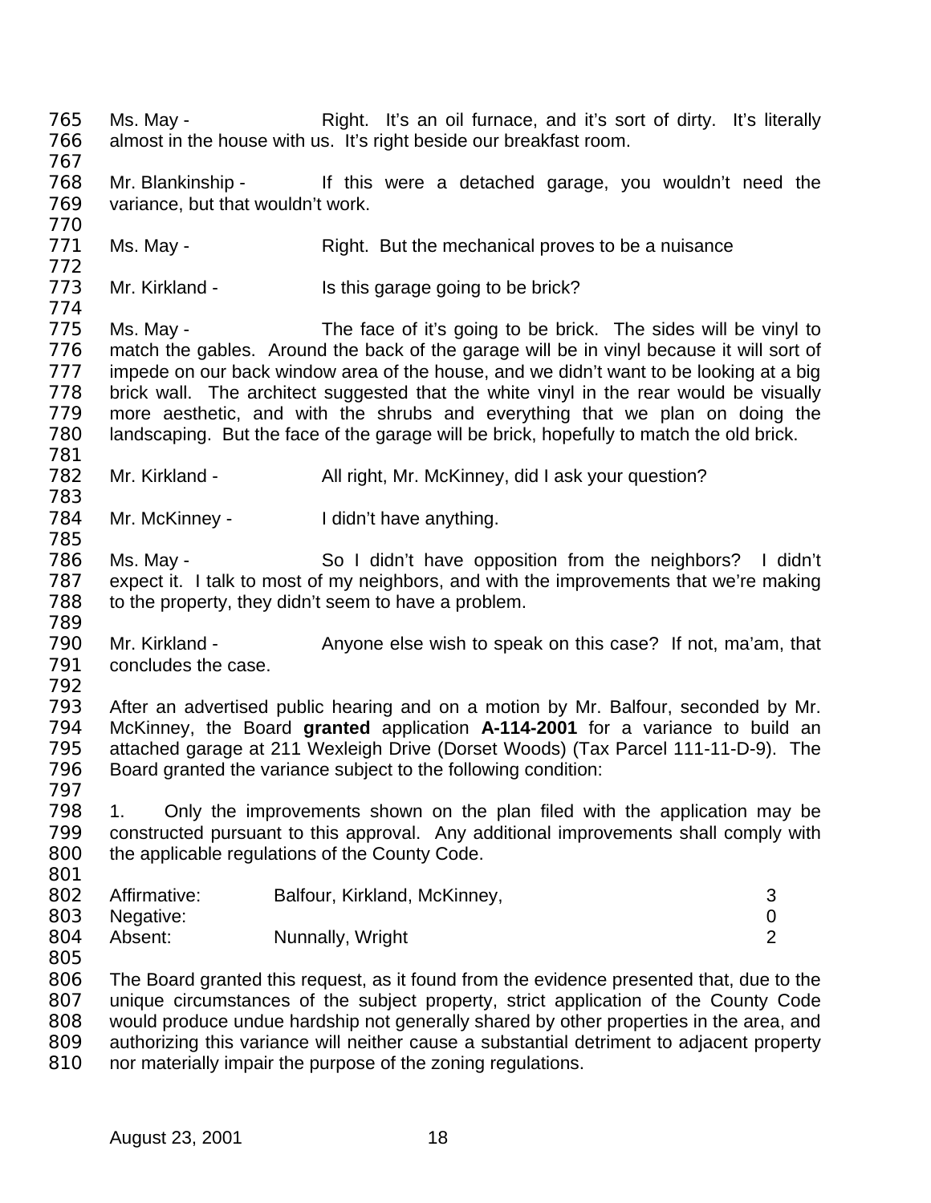Ms. May - Right. It's an oil furnace, and it's sort of dirty. It's literally almost in the house with us. It's right beside our breakfast room.

Mr. Blankinship - If this were a detached garage, you wouldn't need the variance, but that wouldn't work.

Ms. May - Right. But the mechanical proves to be a nuisance

Mr. Kirkland - Is this garage going to be brick?

Ms. May - The face of it's going to be brick. The sides will be vinyl to match the gables. Around the back of the garage will be in vinyl because it will sort of impede on our back window area of the house, and we didn't want to be looking at a big brick wall. The architect suggested that the white vinyl in the rear would be visually more aesthetic, and with the shrubs and everything that we plan on doing the landscaping. But the face of the garage will be brick, hopefully to match the old brick.

Mr. Kirkland - All right, Mr. McKinney, did I ask your question?

Mr. McKinney - I didn't have anything.

Ms. May - So I didn't have opposition from the neighbors? I didn't expect it. I talk to most of my neighbors, and with the improvements that we're making to the property, they didn't seem to have a problem.

Mr. Kirkland - Anyone else wish to speak on this case? If not, ma'am, that concludes the case.

After an advertised public hearing and on a motion by Mr. Balfour, seconded by Mr. McKinney, the Board **granted** application **A-114-2001** for a variance to build an attached garage at 211 Wexleigh Drive (Dorset Woods) (Tax Parcel 111-11-D-9). The Board granted the variance subject to the following condition:

1. Only the improvements shown on the plan filed with the application may be constructed pursuant to this approval. Any additional improvements shall comply with the applicable regulations of the County Code.

| | | |
|---|---|---|
| Affirmative: | Balfour, Kirkland, McKinney, | 3 |
| Negative: | | 0 |
| Absent: | Nunnally, Wright | 2 |

The Board granted this request, as it found from the evidence presented that, due to the unique circumstances of the subject property, strict application of the County Code would produce undue hardship not generally shared by other properties in the area, and authorizing this variance will neither cause a substantial detriment to adjacent property nor materially impair the purpose of the zoning regulations.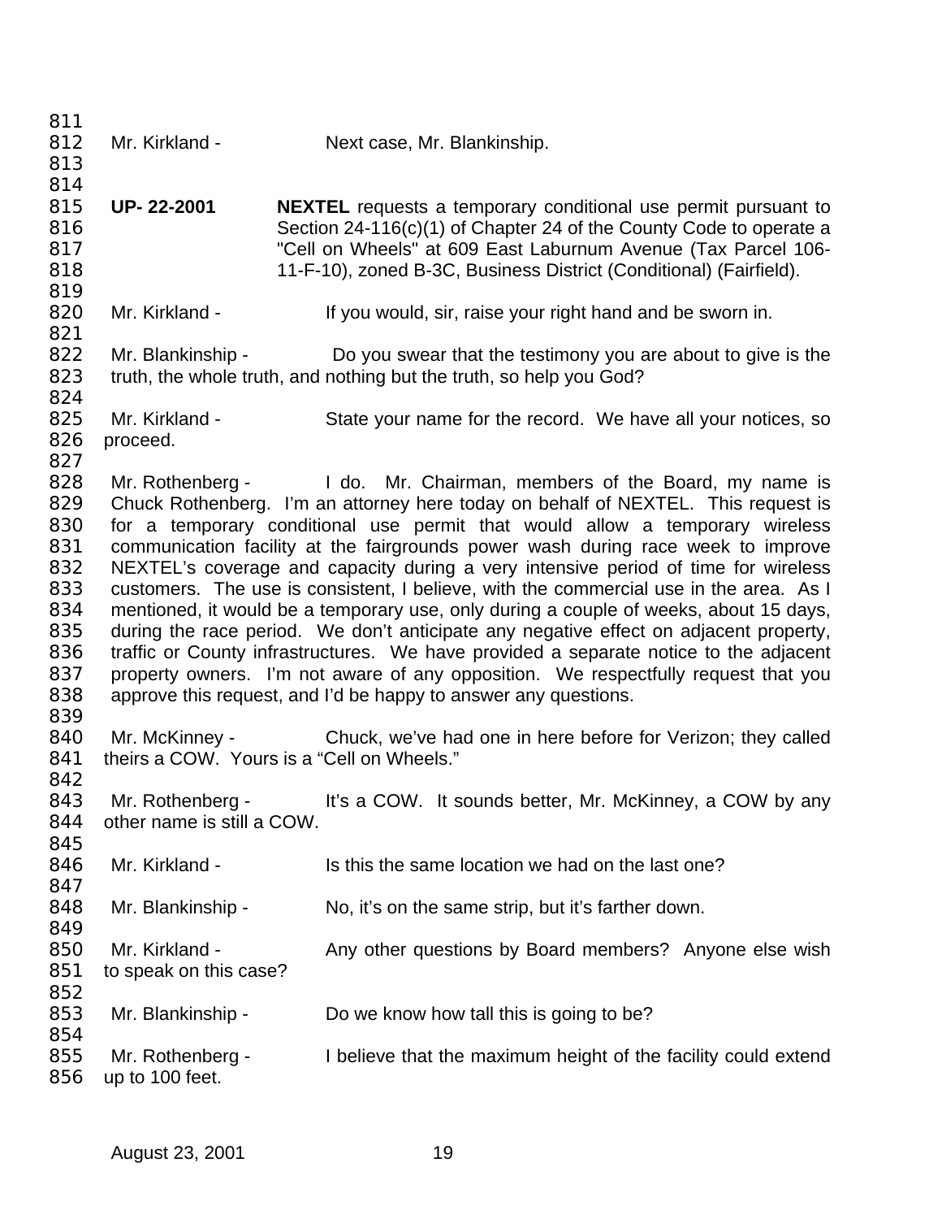Mr. Kirkland - Next case, Mr. Blankinship.

**UP- 22-2001** **NEXTEL** requests a temporary conditional use permit pursuant to Section 24-116(c)(1) of Chapter 24 of the County Code to operate a "Cell on Wheels" at 609 East Laburnum Avenue (Tax Parcel 106-11-F-10), zoned B-3C, Business District (Conditional) (Fairfield).

Mr. Kirkland - If you would, sir, raise your right hand and be sworn in.

Mr. Blankinship - Do you swear that the testimony you are about to give is the truth, the whole truth, and nothing but the truth, so help you God?

Mr. Kirkland - State your name for the record. We have all your notices, so proceed.

Mr. Rothenberg - I do. Mr. Chairman, members of the Board, my name is Chuck Rothenberg. I'm an attorney here today on behalf of NEXTEL. This request is for a temporary conditional use permit that would allow a temporary wireless communication facility at the fairgrounds power wash during race week to improve NEXTEL's coverage and capacity during a very intensive period of time for wireless customers. The use is consistent, I believe, with the commercial use in the area. As I mentioned, it would be a temporary use, only during a couple of weeks, about 15 days, during the race period. We don't anticipate any negative effect on adjacent property, traffic or County infrastructures. We have provided a separate notice to the adjacent property owners. I'm not aware of any opposition. We respectfully request that you approve this request, and I'd be happy to answer any questions.

Mr. McKinney - Chuck, we've had one in here before for Verizon; they called theirs a COW. Yours is a "Cell on Wheels."

Mr. Rothenberg - It's a COW. It sounds better, Mr. McKinney, a COW by any other name is still a COW.

Mr. Kirkland - Is this the same location we had on the last one?

Mr. Blankinship - No, it's on the same strip, but it's farther down.

Mr. Kirkland - Any other questions by Board members? Anyone else wish to speak on this case?

Mr. Blankinship - Do we know how tall this is going to be?

Mr. Rothenberg - I believe that the maximum height of the facility could extend up to 100 feet.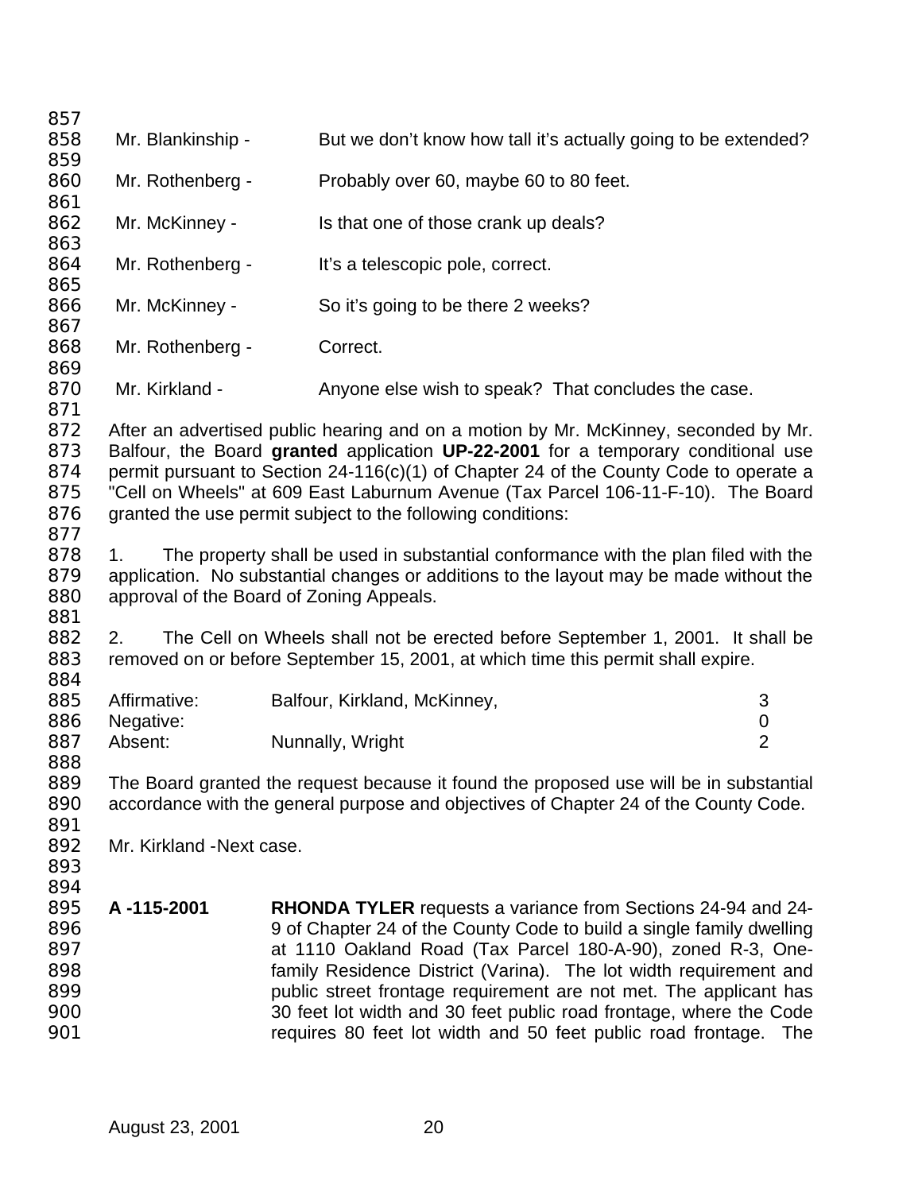Mr. Blankinship - But we don't know how tall it's actually going to be extended?

Mr. Rothenberg - Probably over 60, maybe 60 to 80 feet.

Mr. McKinney - Is that one of those crank up deals?

Mr. Rothenberg - It's a telescopic pole, correct.

Mr. McKinney - So it's going to be there 2 weeks?

Mr. Rothenberg - Correct.

Mr. Kirkland - Anyone else wish to speak? That concludes the case.

After an advertised public hearing and on a motion by Mr. McKinney, seconded by Mr. Balfour, the Board **granted** application **UP-22-2001** for a temporary conditional use permit pursuant to Section 24-116(c)(1) of Chapter 24 of the County Code to operate a "Cell on Wheels" at 609 East Laburnum Avenue (Tax Parcel 106-11-F-10). The Board granted the use permit subject to the following conditions:

1. The property shall be used in substantial conformance with the plan filed with the application. No substantial changes or additions to the layout may be made without the approval of the Board of Zoning Appeals.

2. The Cell on Wheels shall not be erected before September 1, 2001. It shall be removed on or before September 15, 2001, at which time this permit shall expire.

| | | |
|---|---|---|
| Affirmative: | Balfour, Kirkland, McKinney, | 3 |
| Negative: | | 0 |
| Absent: | Nunnally, Wright | 2 |

The Board granted the request because it found the proposed use will be in substantial accordance with the general purpose and objectives of Chapter 24 of the County Code.

Mr. Kirkland -Next case.

**A -115-2001** **RHONDA TYLER** requests a variance from Sections 24-94 and 24-9 of Chapter 24 of the County Code to build a single family dwelling at 1110 Oakland Road (Tax Parcel 180-A-90), zoned R-3, One-family Residence District (Varina). The lot width requirement and public street frontage requirement are not met. The applicant has 30 feet lot width and 30 feet public road frontage, where the Code requires 80 feet lot width and 50 feet public road frontage. The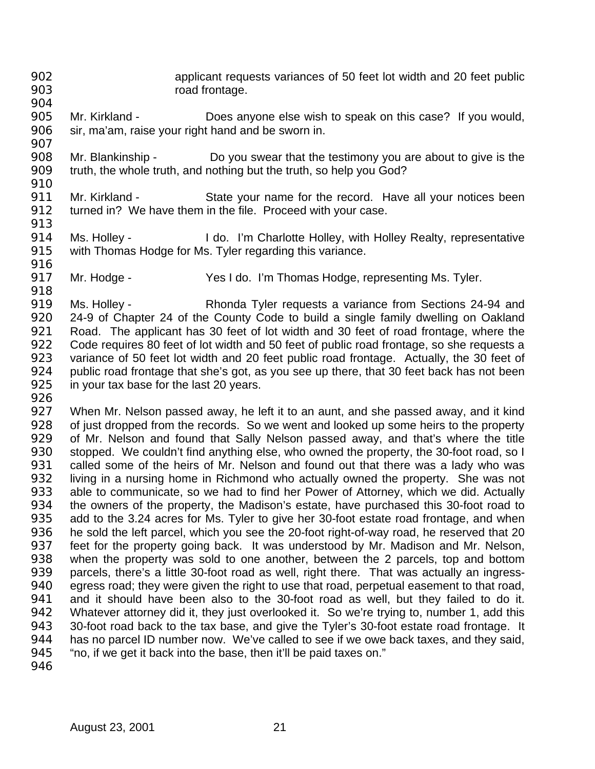applicant requests variances of 50 feet lot width and 20 feet public road frontage.

Mr. Kirkland - Does anyone else wish to speak on this case? If you would, sir, ma'am, raise your right hand and be sworn in.

Mr. Blankinship - Do you swear that the testimony you are about to give is the truth, the whole truth, and nothing but the truth, so help you God?

Mr. Kirkland - State your name for the record. Have all your notices been turned in? We have them in the file. Proceed with your case.

Ms. Holley - I do. I'm Charlotte Holley, with Holley Realty, representative with Thomas Hodge for Ms. Tyler regarding this variance.

Mr. Hodge - Yes I do. I'm Thomas Hodge, representing Ms. Tyler.

Ms. Holley - Rhonda Tyler requests a variance from Sections 24-94 and 24-9 of Chapter 24 of the County Code to build a single family dwelling on Oakland Road. The applicant has 30 feet of lot width and 30 feet of road frontage, where the Code requires 80 feet of lot width and 50 feet of public road frontage, so she requests a variance of 50 feet lot width and 20 feet public road frontage. Actually, the 30 feet of public road frontage that she's got, as you see up there, that 30 feet back has not been in your tax base for the last 20 years.

When Mr. Nelson passed away, he left it to an aunt, and she passed away, and it kind of just dropped from the records. So we went and looked up some heirs to the property of Mr. Nelson and found that Sally Nelson passed away, and that's where the title stopped. We couldn't find anything else, who owned the property, the 30-foot road, so I called some of the heirs of Mr. Nelson and found out that there was a lady who was living in a nursing home in Richmond who actually owned the property. She was not able to communicate, so we had to find her Power of Attorney, which we did. Actually the owners of the property, the Madison's estate, have purchased this 30-foot road to add to the 3.24 acres for Ms. Tyler to give her 30-foot estate road frontage, and when he sold the left parcel, which you see the 20-foot right-of-way road, he reserved that 20 feet for the property going back. It was understood by Mr. Madison and Mr. Nelson, when the property was sold to one another, between the 2 parcels, top and bottom parcels, there's a little 30-foot road as well, right there. That was actually an ingress-egress road; they were given the right to use that road, perpetual easement to that road, and it should have been also to the 30-foot road as well, but they failed to do it. Whatever attorney did it, they just overlooked it. So we're trying to, number 1, add this 30-foot road back to the tax base, and give the Tyler's 30-foot estate road frontage. It has no parcel ID number now. We've called to see if we owe back taxes, and they said, "no, if we get it back into the base, then it'll be paid taxes on."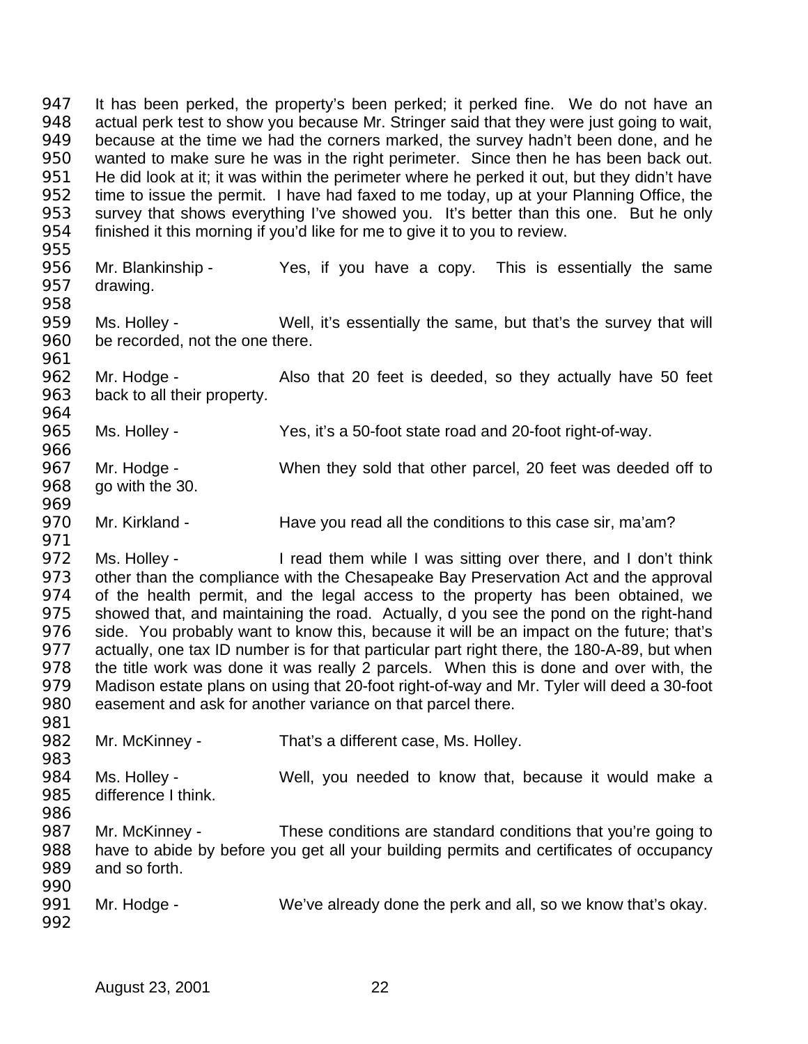It has been perked, the property's been perked; it perked fine. We do not have an actual perk test to show you because Mr. Stringer said that they were just going to wait, because at the time we had the corners marked, the survey hadn't been done, and he wanted to make sure he was in the right perimeter. Since then he has been back out. He did look at it; it was within the perimeter where he perked it out, but they didn't have time to issue the permit. I have had faxed to me today, up at your Planning Office, the survey that shows everything I've showed you. It's better than this one. But he only finished it this morning if you'd like for me to give it to you to review.

Mr. Blankinship - Yes, if you have a copy. This is essentially the same drawing.

Ms. Holley - Well, it's essentially the same, but that's the survey that will be recorded, not the one there.

Mr. Hodge - Also that 20 feet is deeded, so they actually have 50 feet back to all their property.

Ms. Holley - Yes, it's a 50-foot state road and 20-foot right-of-way.

Mr. Hodge - When they sold that other parcel, 20 feet was deeded off to go with the 30.

Mr. Kirkland - Have you read all the conditions to this case sir, ma'am?

Ms. Holley - I read them while I was sitting over there, and I don't think other than the compliance with the Chesapeake Bay Preservation Act and the approval of the health permit, and the legal access to the property has been obtained, we showed that, and maintaining the road. Actually, d you see the pond on the right-hand side. You probably want to know this, because it will be an impact on the future; that's actually, one tax ID number is for that particular part right there, the 180-A-89, but when the title work was done it was really 2 parcels. When this is done and over with, the Madison estate plans on using that 20-foot right-of-way and Mr. Tyler will deed a 30-foot easement and ask for another variance on that parcel there.

Mr. McKinney - That's a different case, Ms. Holley.

Ms. Holley - Well, you needed to know that, because it would make a difference I think.

Mr. McKinney - These conditions are standard conditions that you're going to have to abide by before you get all your building permits and certificates of occupancy and so forth.

Mr. Hodge - We've already done the perk and all, so we know that's okay.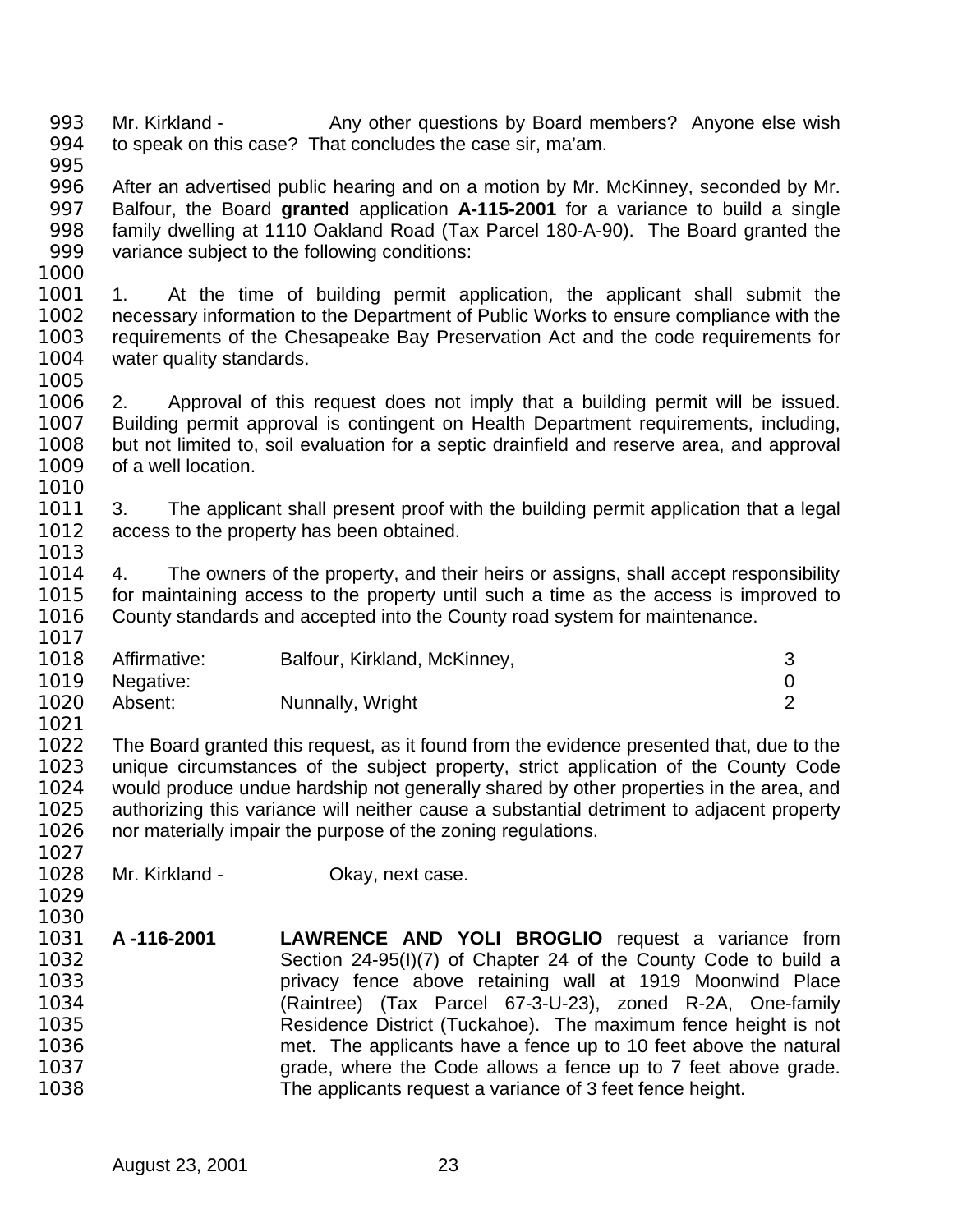Mr. Kirkland - Any other questions by Board members? Anyone else wish to speak on this case? That concludes the case sir, ma'am.

After an advertised public hearing and on a motion by Mr. McKinney, seconded by Mr. Balfour, the Board **granted** application **A-115-2001** for a variance to build a single family dwelling at 1110 Oakland Road (Tax Parcel 180-A-90). The Board granted the variance subject to the following conditions:

1. At the time of building permit application, the applicant shall submit the necessary information to the Department of Public Works to ensure compliance with the requirements of the Chesapeake Bay Preservation Act and the code requirements for water quality standards.

2. Approval of this request does not imply that a building permit will be issued. Building permit approval is contingent on Health Department requirements, including, but not limited to, soil evaluation for a septic drainfield and reserve area, and approval of a well location.

3. The applicant shall present proof with the building permit application that a legal access to the property has been obtained.

4. The owners of the property, and their heirs or assigns, shall accept responsibility for maintaining access to the property until such a time as the access is improved to County standards and accepted into the County road system for maintenance.

| | | |
|---|---|---|
| Affirmative: | Balfour, Kirkland, McKinney, | 3 |
| Negative: | | 0 |
| Absent: | Nunnally, Wright | 2 |

The Board granted this request, as it found from the evidence presented that, due to the unique circumstances of the subject property, strict application of the County Code would produce undue hardship not generally shared by other properties in the area, and authorizing this variance will neither cause a substantial detriment to adjacent property nor materially impair the purpose of the zoning regulations.

Mr. Kirkland - Okay, next case.

**A -116-2001** **LAWRENCE AND YOLI BROGLIO** request a variance from Section 24-95(I)(7) of Chapter 24 of the County Code to build a privacy fence above retaining wall at 1919 Moonwind Place (Raintree) (Tax Parcel 67-3-U-23), zoned R-2A, One-family Residence District (Tuckahoe). The maximum fence height is not met. The applicants have a fence up to 10 feet above the natural grade, where the Code allows a fence up to 7 feet above grade. The applicants request a variance of 3 feet fence height.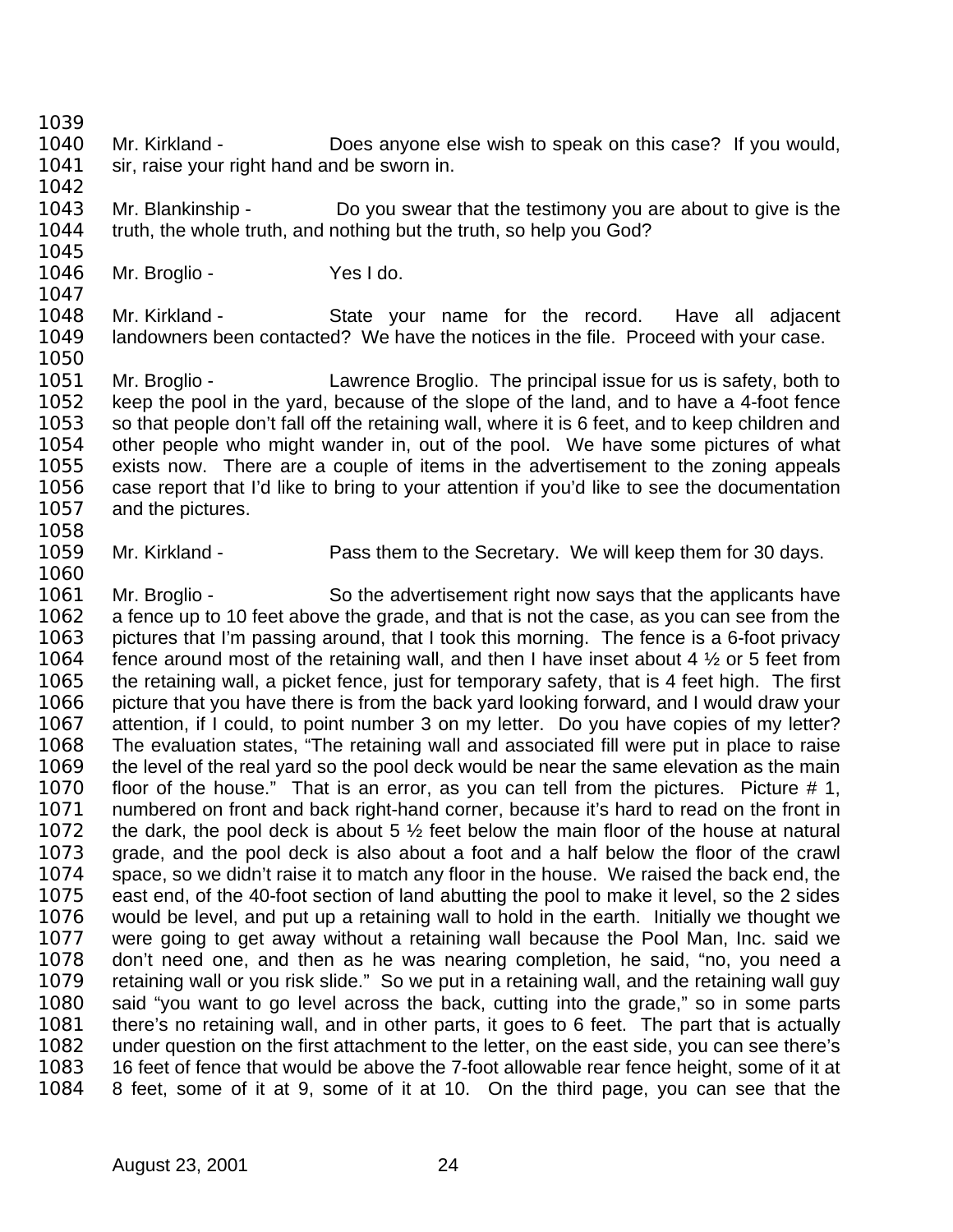Mr. Kirkland - Does anyone else wish to speak on this case? If you would, sir, raise your right hand and be sworn in.

Mr. Blankinship - Do you swear that the testimony you are about to give is the truth, the whole truth, and nothing but the truth, so help you God?

Mr. Broglio - Yes I do.

Mr. Kirkland - State your name for the record. Have all adjacent landowners been contacted? We have the notices in the file. Proceed with your case.

Mr. Broglio - Lawrence Broglio. The principal issue for us is safety, both to keep the pool in the yard, because of the slope of the land, and to have a 4-foot fence so that people don't fall off the retaining wall, where it is 6 feet, and to keep children and other people who might wander in, out of the pool. We have some pictures of what exists now. There are a couple of items in the advertisement to the zoning appeals case report that I'd like to bring to your attention if you'd like to see the documentation and the pictures.

Mr. Kirkland - Pass them to the Secretary. We will keep them for 30 days.

Mr. Broglio - So the advertisement right now says that the applicants have a fence up to 10 feet above the grade, and that is not the case, as you can see from the pictures that I'm passing around, that I took this morning. The fence is a 6-foot privacy fence around most of the retaining wall, and then I have inset about 4 ½ or 5 feet from the retaining wall, a picket fence, just for temporary safety, that is 4 feet high. The first picture that you have there is from the back yard looking forward, and I would draw your attention, if I could, to point number 3 on my letter. Do you have copies of my letter? The evaluation states, "The retaining wall and associated fill were put in place to raise the level of the real yard so the pool deck would be near the same elevation as the main floor of the house." That is an error, as you can tell from the pictures. Picture # 1, numbered on front and back right-hand corner, because it's hard to read on the front in the dark, the pool deck is about 5 ½ feet below the main floor of the house at natural grade, and the pool deck is also about a foot and a half below the floor of the crawl space, so we didn't raise it to match any floor in the house. We raised the back end, the east end, of the 40-foot section of land abutting the pool to make it level, so the 2 sides would be level, and put up a retaining wall to hold in the earth. Initially we thought we were going to get away without a retaining wall because the Pool Man, Inc. said we don't need one, and then as he was nearing completion, he said, "no, you need a retaining wall or you risk slide." So we put in a retaining wall, and the retaining wall guy said "you want to go level across the back, cutting into the grade," so in some parts there's no retaining wall, and in other parts, it goes to 6 feet. The part that is actually under question on the first attachment to the letter, on the east side, you can see there's 16 feet of fence that would be above the 7-foot allowable rear fence height, some of it at 8 feet, some of it at 9, some of it at 10. On the third page, you can see that the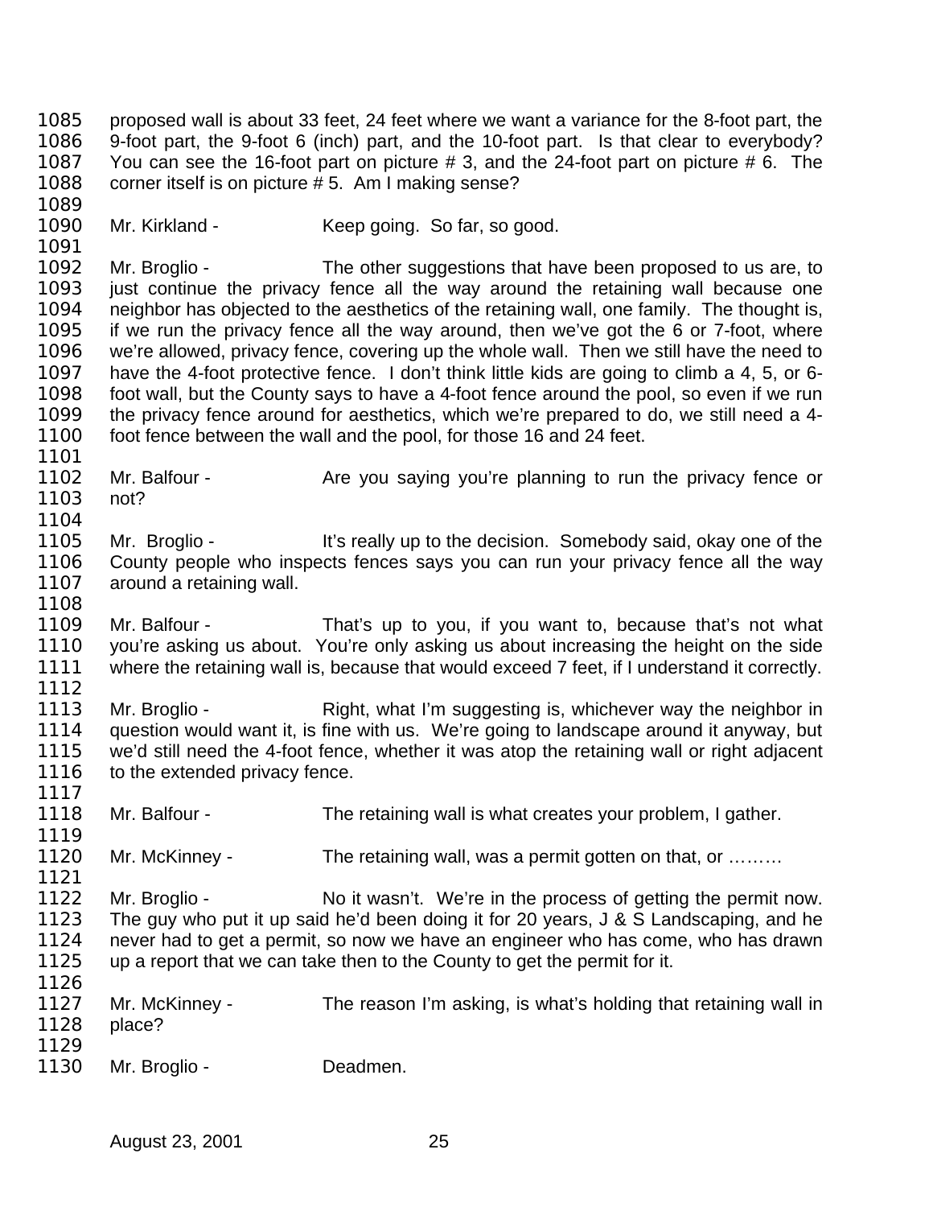proposed wall is about 33 feet, 24 feet where we want a variance for the 8-foot part, the 9-foot part, the 9-foot 6 (inch) part, and the 10-foot part. Is that clear to everybody? You can see the 16-foot part on picture # 3, and the 24-foot part on picture # 6. The corner itself is on picture # 5. Am I making sense?

Mr. Kirkland - Keep going. So far, so good.

Mr. Broglio - The other suggestions that have been proposed to us are, to just continue the privacy fence all the way around the retaining wall because one neighbor has objected to the aesthetics of the retaining wall, one family. The thought is, if we run the privacy fence all the way around, then we've got the 6 or 7-foot, where we're allowed, privacy fence, covering up the whole wall. Then we still have the need to have the 4-foot protective fence. I don't think little kids are going to climb a 4, 5, or 6-foot wall, but the County says to have a 4-foot fence around the pool, so even if we run the privacy fence around for aesthetics, which we're prepared to do, we still need a 4-foot fence between the wall and the pool, for those 16 and 24 feet.

Mr. Balfour - Are you saying you're planning to run the privacy fence or not?

Mr. Broglio - It's really up to the decision. Somebody said, okay one of the County people who inspects fences says you can run your privacy fence all the way around a retaining wall.

Mr. Balfour - That's up to you, if you want to, because that's not what you're asking us about. You're only asking us about increasing the height on the side where the retaining wall is, because that would exceed 7 feet, if I understand it correctly.

Mr. Broglio - Right, what I'm suggesting is, whichever way the neighbor in question would want it, is fine with us. We're going to landscape around it anyway, but we'd still need the 4-foot fence, whether it was atop the retaining wall or right adjacent to the extended privacy fence.

Mr. Balfour - The retaining wall is what creates your problem, I gather.

Mr. McKinney - The retaining wall, was a permit gotten on that, or ………

Mr. Broglio - No it wasn't. We're in the process of getting the permit now. The guy who put it up said he'd been doing it for 20 years, J & S Landscaping, and he never had to get a permit, so now we have an engineer who has come, who has drawn up a report that we can take then to the County to get the permit for it.

Mr. McKinney - The reason I'm asking, is what's holding that retaining wall in place?

Mr. Broglio - Deadmen.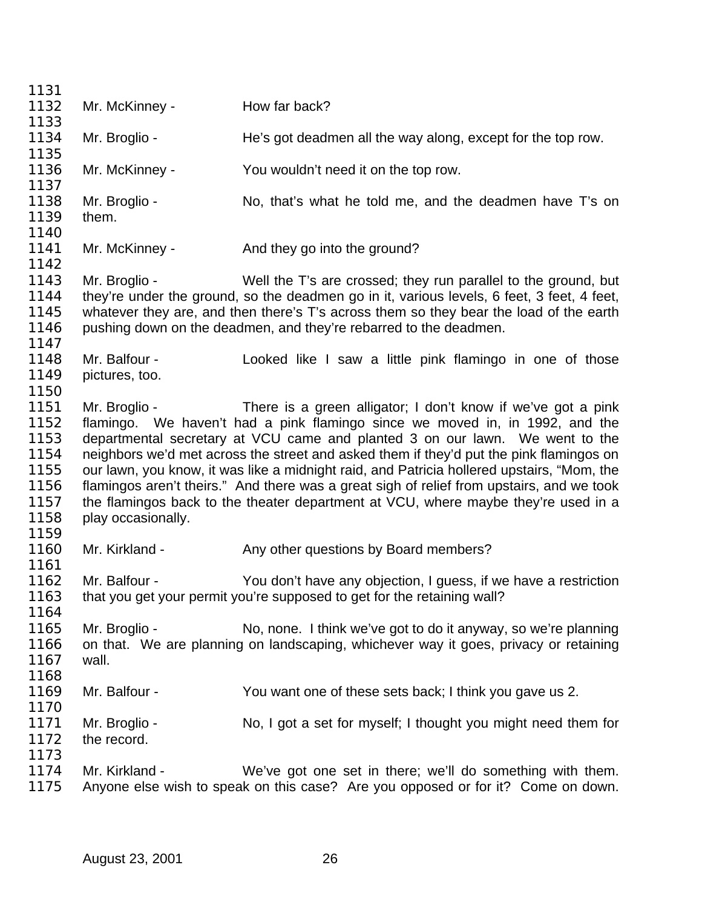Mr. McKinney - How far back?

Mr. Broglio - He's got deadmen all the way along, except for the top row.

Mr. McKinney - You wouldn't need it on the top row.

Mr. Broglio - No, that's what he told me, and the deadmen have T's on them.

Mr. McKinney - And they go into the ground?

Mr. Broglio - Well the T's are crossed; they run parallel to the ground, but they're under the ground, so the deadmen go in it, various levels, 6 feet, 3 feet, 4 feet, whatever they are, and then there's T's across them so they bear the load of the earth pushing down on the deadmen, and they're rebarred to the deadmen.

Mr. Balfour - Looked like I saw a little pink flamingo in one of those pictures, too.

Mr. Broglio - There is a green alligator; I don't know if we've got a pink flamingo. We haven't had a pink flamingo since we moved in, in 1992, and the departmental secretary at VCU came and planted 3 on our lawn. We went to the neighbors we'd met across the street and asked them if they'd put the pink flamingos on our lawn, you know, it was like a midnight raid, and Patricia hollered upstairs, "Mom, the flamingos aren't theirs." And there was a great sigh of relief from upstairs, and we took the flamingos back to the theater department at VCU, where maybe they're used in a play occasionally.

Mr. Kirkland - Any other questions by Board members?

Mr. Balfour - You don't have any objection, I guess, if we have a restriction that you get your permit you're supposed to get for the retaining wall?

Mr. Broglio - No, none. I think we've got to do it anyway, so we're planning on that. We are planning on landscaping, whichever way it goes, privacy or retaining wall.

Mr. Balfour - You want one of these sets back; I think you gave us 2.

Mr. Broglio - No, I got a set for myself; I thought you might need them for the record.

Mr. Kirkland - We've got one set in there; we'll do something with them. Anyone else wish to speak on this case? Are you opposed or for it? Come on down.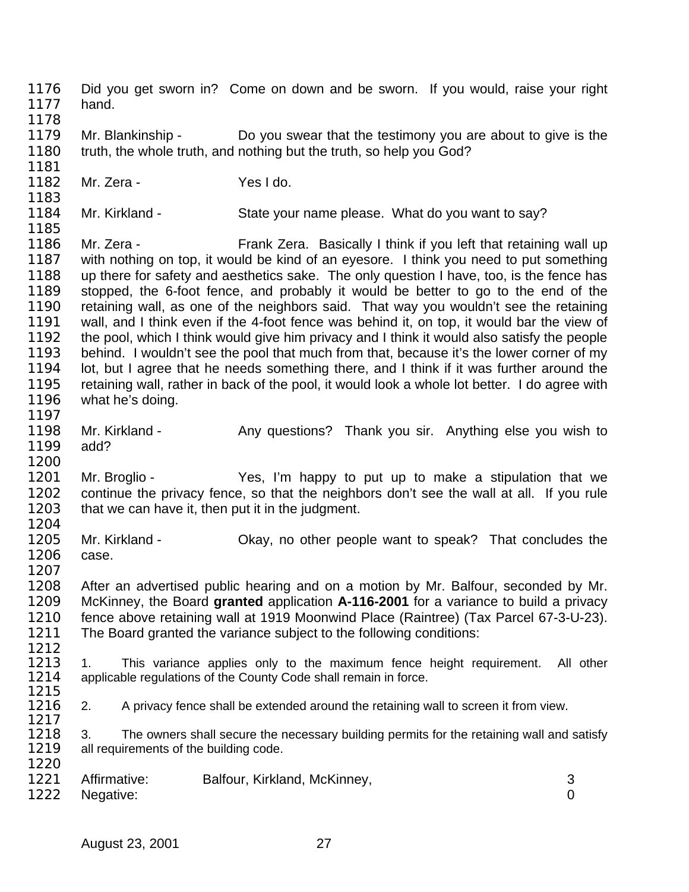Did you get sworn in? Come on down and be sworn. If you would, raise your right hand.

Mr. Blankinship - Do you swear that the testimony you are about to give is the truth, the whole truth, and nothing but the truth, so help you God?

Mr. Zera - Yes I do.

Mr. Kirkland - State your name please. What do you want to say?

Mr. Zera - Frank Zera. Basically I think if you left that retaining wall up with nothing on top, it would be kind of an eyesore. I think you need to put something up there for safety and aesthetics sake. The only question I have, too, is the fence has stopped, the 6-foot fence, and probably it would be better to go to the end of the retaining wall, as one of the neighbors said. That way you wouldn't see the retaining wall, and I think even if the 4-foot fence was behind it, on top, it would bar the view of the pool, which I think would give him privacy and I think it would also satisfy the people behind. I wouldn't see the pool that much from that, because it's the lower corner of my lot, but I agree that he needs something there, and I think if it was further around the retaining wall, rather in back of the pool, it would look a whole lot better. I do agree with what he's doing.

Mr. Kirkland - Any questions? Thank you sir. Anything else you wish to add?

Mr. Broglio - Yes, I'm happy to put up to make a stipulation that we continue the privacy fence, so that the neighbors don't see the wall at all. If you rule that we can have it, then put it in the judgment.

Mr. Kirkland - Okay, no other people want to speak? That concludes the case.

After an advertised public hearing and on a motion by Mr. Balfour, seconded by Mr. McKinney, the Board **granted** application **A-116-2001** for a variance to build a privacy fence above retaining wall at 1919 Moonwind Place (Raintree) (Tax Parcel 67-3-U-23). The Board granted the variance subject to the following conditions:

1. This variance applies only to the maximum fence height requirement. All other applicable regulations of the County Code shall remain in force.

2. A privacy fence shall be extended around the retaining wall to screen it from view.

3. The owners shall secure the necessary building permits for the retaining wall and satisfy all requirements of the building code.

Affirmative: Balfour, Kirkland, McKinney, 3
Negative: 0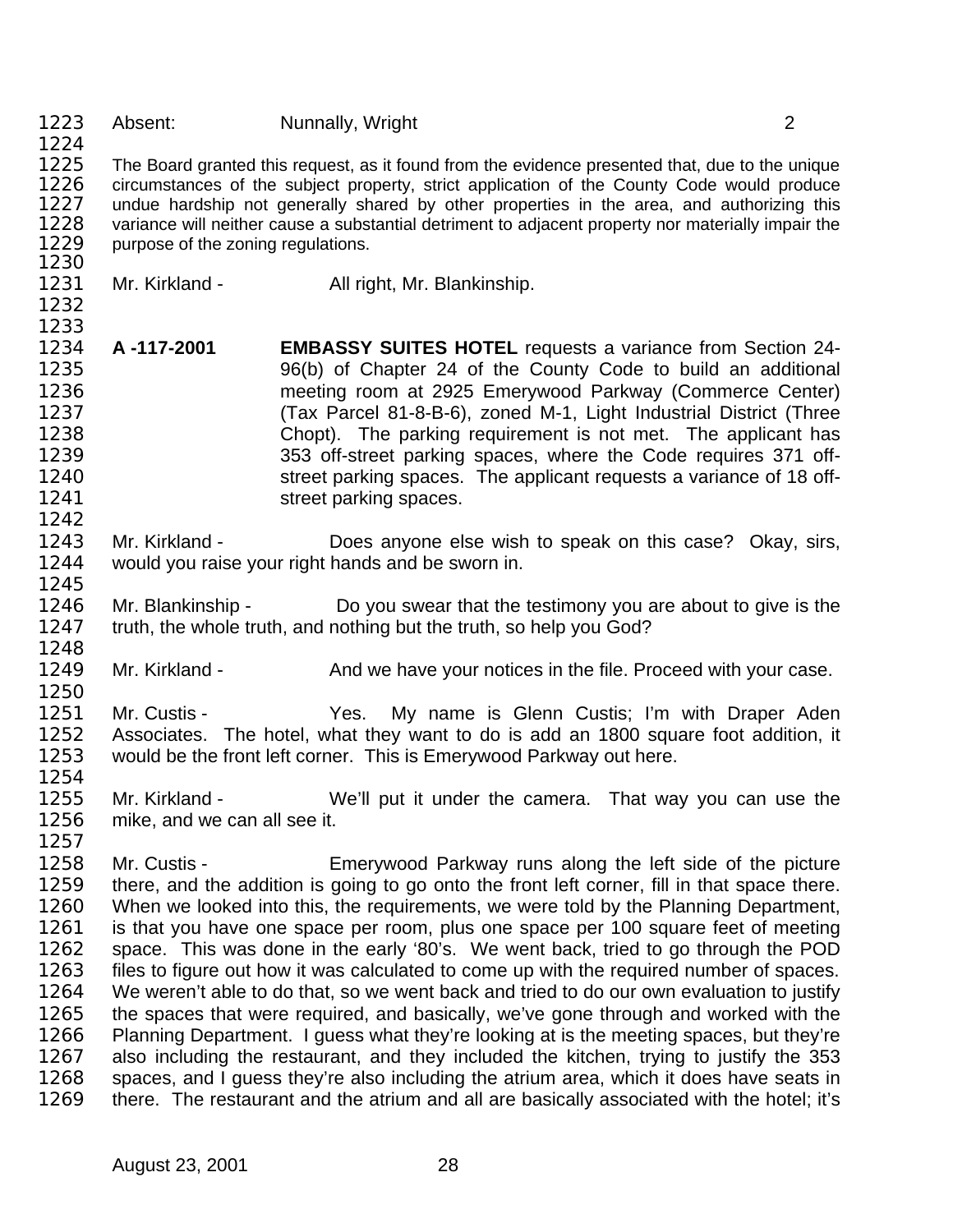Absent: Nunnally, Wright 2

The Board granted this request, as it found from the evidence presented that, due to the unique circumstances of the subject property, strict application of the County Code would produce undue hardship not generally shared by other properties in the area, and authorizing this variance will neither cause a substantial detriment to adjacent property nor materially impair the purpose of the zoning regulations.

Mr. Kirkland - All right, Mr. Blankinship.

**A -117-2001** **EMBASSY SUITES HOTEL** requests a variance from Section 24-96(b) of Chapter 24 of the County Code to build an additional meeting room at 2925 Emerywood Parkway (Commerce Center) (Tax Parcel 81-8-B-6), zoned M-1, Light Industrial District (Three Chopt). The parking requirement is not met. The applicant has 353 off-street parking spaces, where the Code requires 371 off-street parking spaces. The applicant requests a variance of 18 off-street parking spaces.

Mr. Kirkland - Does anyone else wish to speak on this case? Okay, sirs, would you raise your right hands and be sworn in.

Mr. Blankinship - Do you swear that the testimony you are about to give is the truth, the whole truth, and nothing but the truth, so help you God?

Mr. Kirkland - And we have your notices in the file. Proceed with your case.

Mr. Custis - Yes. My name is Glenn Custis; I'm with Draper Aden Associates. The hotel, what they want to do is add an 1800 square foot addition, it would be the front left corner. This is Emerywood Parkway out here.

Mr. Kirkland - We'll put it under the camera. That way you can use the mike, and we can all see it.

Mr. Custis - Emerywood Parkway runs along the left side of the picture there, and the addition is going to go onto the front left corner, fill in that space there. When we looked into this, the requirements, we were told by the Planning Department, is that you have one space per room, plus one space per 100 square feet of meeting space. This was done in the early '80's. We went back, tried to go through the POD files to figure out how it was calculated to come up with the required number of spaces. We weren't able to do that, so we went back and tried to do our own evaluation to justify the spaces that were required, and basically, we've gone through and worked with the Planning Department. I guess what they're looking at is the meeting spaces, but they're also including the restaurant, and they included the kitchen, trying to justify the 353 spaces, and I guess they're also including the atrium area, which it does have seats in there. The restaurant and the atrium and all are basically associated with the hotel; it's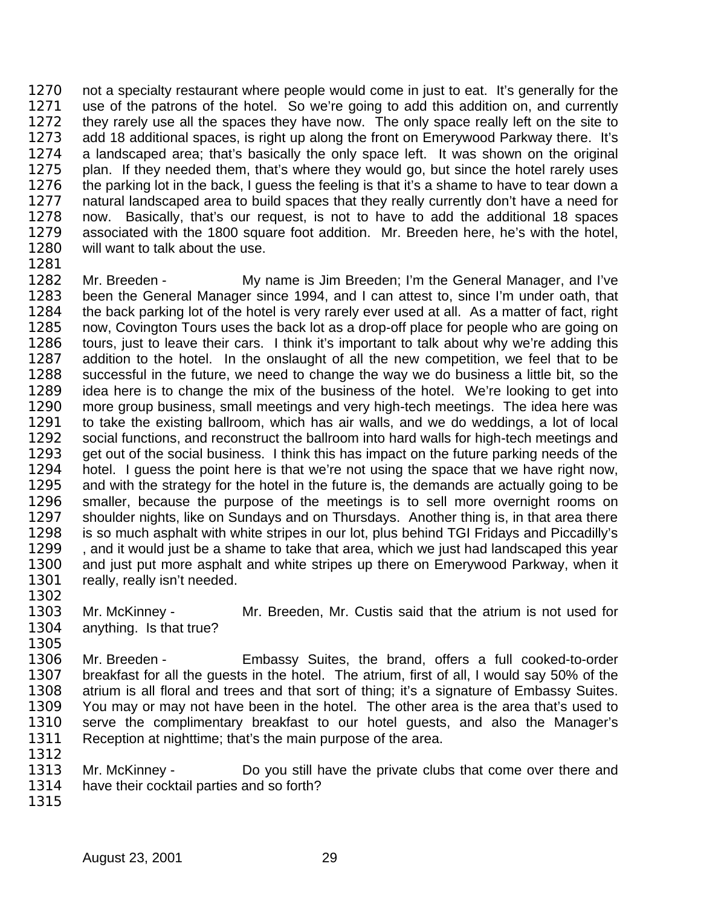not a specialty restaurant where people would come in just to eat. It's generally for the use of the patrons of the hotel. So we're going to add this addition on, and currently they rarely use all the spaces they have now. The only space really left on the site to add 18 additional spaces, is right up along the front on Emerywood Parkway there. It's a landscaped area; that's basically the only space left. It was shown on the original plan. If they needed them, that's where they would go, but since the hotel rarely uses the parking lot in the back, I guess the feeling is that it's a shame to have to tear down a natural landscaped area to build spaces that they really currently don't have a need for now. Basically, that's our request, is not to have to add the additional 18 spaces associated with the 1800 square foot addition. Mr. Breeden here, he's with the hotel, will want to talk about the use.

Mr. Breeden - My name is Jim Breeden; I'm the General Manager, and I've been the General Manager since 1994, and I can attest to, since I'm under oath, that the back parking lot of the hotel is very rarely ever used at all. As a matter of fact, right now, Covington Tours uses the back lot as a drop-off place for people who are going on tours, just to leave their cars. I think it's important to talk about why we're adding this addition to the hotel. In the onslaught of all the new competition, we feel that to be successful in the future, we need to change the way we do business a little bit, so the idea here is to change the mix of the business of the hotel. We're looking to get into more group business, small meetings and very high-tech meetings. The idea here was to take the existing ballroom, which has air walls, and we do weddings, a lot of local social functions, and reconstruct the ballroom into hard walls for high-tech meetings and get out of the social business. I think this has impact on the future parking needs of the hotel. I guess the point here is that we're not using the space that we have right now, and with the strategy for the hotel in the future is, the demands are actually going to be smaller, because the purpose of the meetings is to sell more overnight rooms on shoulder nights, like on Sundays and on Thursdays. Another thing is, in that area there is so much asphalt with white stripes in our lot, plus behind TGI Fridays and Piccadilly's , and it would just be a shame to take that area, which we just had landscaped this year and just put more asphalt and white stripes up there on Emerywood Parkway, when it really, really isn't needed.

Mr. McKinney - Mr. Breeden, Mr. Custis said that the atrium is not used for anything. Is that true?

Mr. Breeden - Embassy Suites, the brand, offers a full cooked-to-order breakfast for all the guests in the hotel. The atrium, first of all, I would say 50% of the atrium is all floral and trees and that sort of thing; it's a signature of Embassy Suites. You may or may not have been in the hotel. The other area is the area that's used to serve the complimentary breakfast to our hotel guests, and also the Manager's Reception at nighttime; that's the main purpose of the area.

Mr. McKinney - Do you still have the private clubs that come over there and have their cocktail parties and so forth?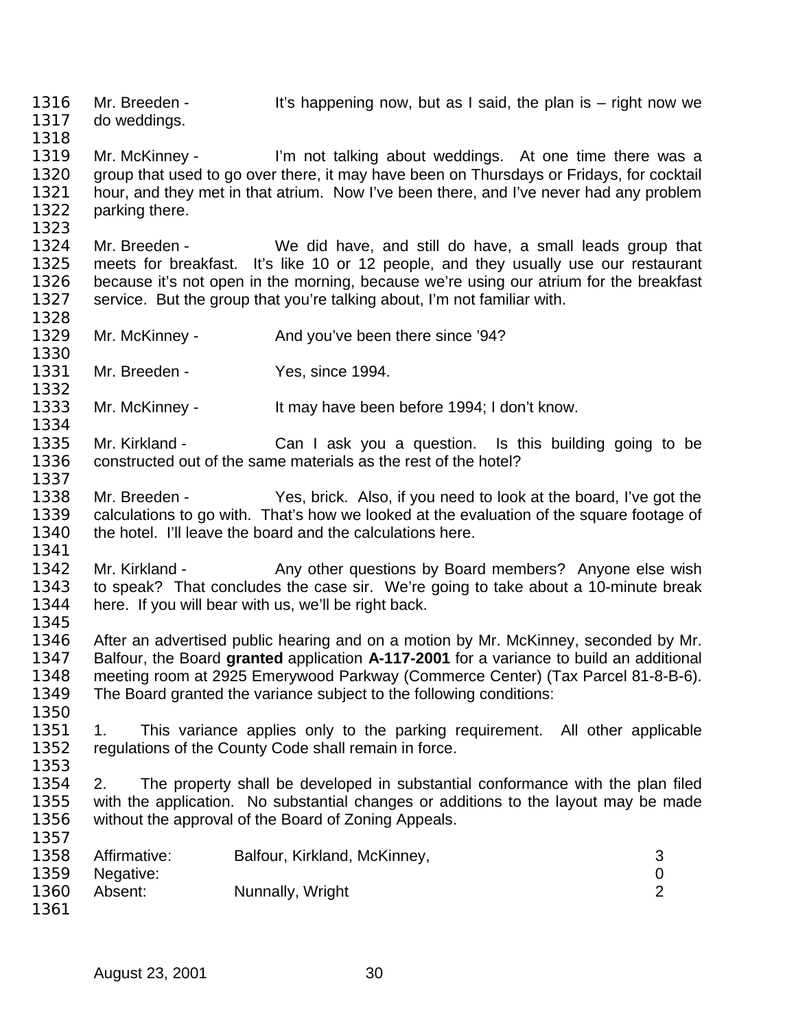Mr. Breeden - It's happening now, but as I said, the plan is – right now we do weddings.

Mr. McKinney - I'm not talking about weddings. At one time there was a group that used to go over there, it may have been on Thursdays or Fridays, for cocktail hour, and they met in that atrium. Now I've been there, and I've never had any problem parking there.

Mr. Breeden - We did have, and still do have, a small leads group that meets for breakfast. It's like 10 or 12 people, and they usually use our restaurant because it's not open in the morning, because we're using our atrium for the breakfast service. But the group that you're talking about, I'm not familiar with.

Mr. McKinney - And you've been there since '94?

Mr. Breeden - Yes, since 1994.

Mr. McKinney - It may have been before 1994; I don't know.

Mr. Kirkland - Can I ask you a question. Is this building going to be constructed out of the same materials as the rest of the hotel?

Mr. Breeden - Yes, brick. Also, if you need to look at the board, I've got the calculations to go with. That's how we looked at the evaluation of the square footage of the hotel. I'll leave the board and the calculations here.

Mr. Kirkland - Any other questions by Board members? Anyone else wish to speak? That concludes the case sir. We're going to take about a 10-minute break here. If you will bear with us, we'll be right back.

After an advertised public hearing and on a motion by Mr. McKinney, seconded by Mr. Balfour, the Board **granted** application **A-117-2001** for a variance to build an additional meeting room at 2925 Emerywood Parkway (Commerce Center) (Tax Parcel 81-8-B-6). The Board granted the variance subject to the following conditions:

1. This variance applies only to the parking requirement. All other applicable regulations of the County Code shall remain in force.

2. The property shall be developed in substantial conformance with the plan filed with the application. No substantial changes or additions to the layout may be made without the approval of the Board of Zoning Appeals.

| | | |
|---|---|---|
| Affirmative: | Balfour, Kirkland, McKinney, | 3 |
| Negative: | | 0 |
| Absent: | Nunnally, Wright | 2 |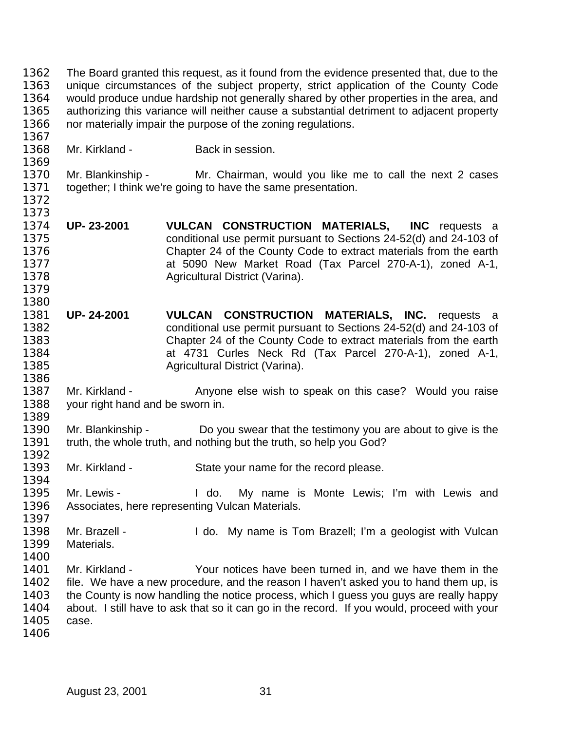The Board granted this request, as it found from the evidence presented that, due to the unique circumstances of the subject property, strict application of the County Code would produce undue hardship not generally shared by other properties in the area, and authorizing this variance will neither cause a substantial detriment to adjacent property nor materially impair the purpose of the zoning regulations.

Mr. Kirkland - Back in session.

Mr. Blankinship - Mr. Chairman, would you like me to call the next 2 cases together; I think we're going to have the same presentation.

**UP- 23-2001** **VULCAN CONSTRUCTION MATERIALS, INC** requests a conditional use permit pursuant to Sections 24-52(d) and 24-103 of Chapter 24 of the County Code to extract materials from the earth at 5090 New Market Road (Tax Parcel 270-A-1), zoned A-1, Agricultural District (Varina).

**UP- 24-2001** **VULCAN CONSTRUCTION MATERIALS, INC.** requests a conditional use permit pursuant to Sections 24-52(d) and 24-103 of Chapter 24 of the County Code to extract materials from the earth at 4731 Curles Neck Rd (Tax Parcel 270-A-1), zoned A-1, Agricultural District (Varina).

Mr. Kirkland - Anyone else wish to speak on this case? Would you raise your right hand and be sworn in.

Mr. Blankinship - Do you swear that the testimony you are about to give is the truth, the whole truth, and nothing but the truth, so help you God?

Mr. Kirkland - State your name for the record please.

Mr. Lewis - I do. My name is Monte Lewis; I'm with Lewis and Associates, here representing Vulcan Materials.

Mr. Brazell - I do. My name is Tom Brazell; I'm a geologist with Vulcan Materials.

Mr. Kirkland - Your notices have been turned in, and we have them in the file. We have a new procedure, and the reason I haven't asked you to hand them up, is the County is now handling the notice process, which I guess you guys are really happy about. I still have to ask that so it can go in the record. If you would, proceed with your case.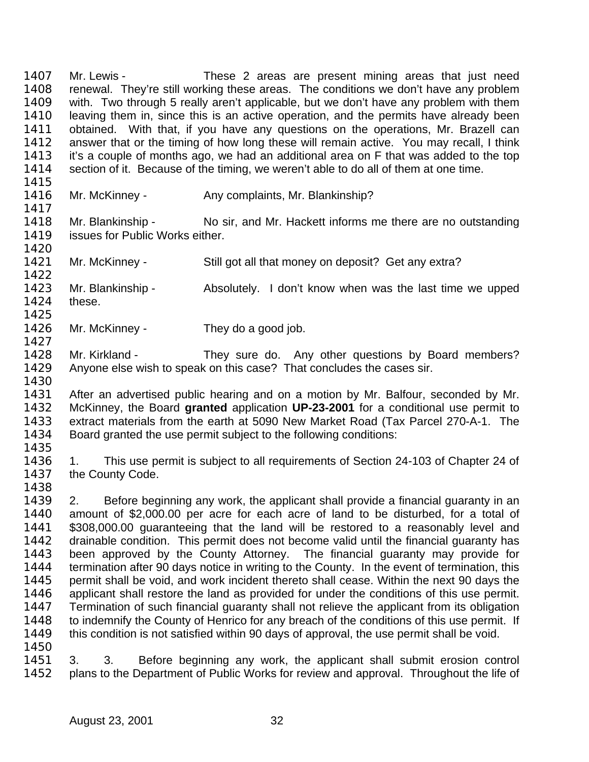Mr. Lewis - These 2 areas are present mining areas that just need renewal. They're still working these areas. The conditions we don't have any problem with. Two through 5 really aren't applicable, but we don't have any problem with them leaving them in, since this is an active operation, and the permits have already been obtained. With that, if you have any questions on the operations, Mr. Brazell can answer that or the timing of how long these will remain active. You may recall, I think it's a couple of months ago, we had an additional area on F that was added to the top section of it. Because of the timing, we weren't able to do all of them at one time.

Mr. McKinney - Any complaints, Mr. Blankinship?

Mr. Blankinship - No sir, and Mr. Hackett informs me there are no outstanding issues for Public Works either.

Mr. McKinney - Still got all that money on deposit? Get any extra?

Mr. Blankinship - Absolutely. I don't know when was the last time we upped these.

Mr. McKinney - They do a good job.

Mr. Kirkland - They sure do. Any other questions by Board members? Anyone else wish to speak on this case? That concludes the cases sir.

After an advertised public hearing and on a motion by Mr. Balfour, seconded by Mr. McKinney, the Board **granted** application **UP-23-2001** for a conditional use permit to extract materials from the earth at 5090 New Market Road (Tax Parcel 270-A-1. The Board granted the use permit subject to the following conditions:

1. This use permit is subject to all requirements of Section 24-103 of Chapter 24 of the County Code.

2. Before beginning any work, the applicant shall provide a financial guaranty in an amount of $2,000.00 per acre for each acre of land to be disturbed, for a total of $308,000.00 guaranteeing that the land will be restored to a reasonably level and drainable condition. This permit does not become valid until the financial guaranty has been approved by the County Attorney. The financial guaranty may provide for termination after 90 days notice in writing to the County. In the event of termination, this permit shall be void, and work incident thereto shall cease. Within the next 90 days the applicant shall restore the land as provided for under the conditions of this use permit. Termination of such financial guaranty shall not relieve the applicant from its obligation to indemnify the County of Henrico for any breach of the conditions of this use permit. If this condition is not satisfied within 90 days of approval, the use permit shall be void.

3. 3. Before beginning any work, the applicant shall submit erosion control plans to the Department of Public Works for review and approval. Throughout the life of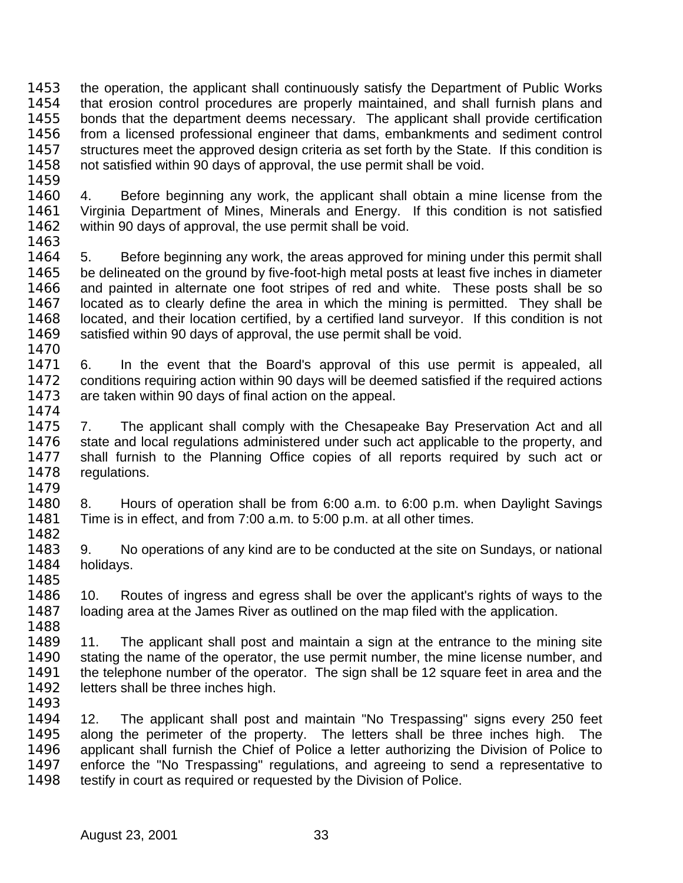the operation, the applicant shall continuously satisfy the Department of Public Works that erosion control procedures are properly maintained, and shall furnish plans and bonds that the department deems necessary. The applicant shall provide certification from a licensed professional engineer that dams, embankments and sediment control structures meet the approved design criteria as set forth by the State. If this condition is not satisfied within 90 days of approval, the use permit shall be void.

4. Before beginning any work, the applicant shall obtain a mine license from the Virginia Department of Mines, Minerals and Energy. If this condition is not satisfied within 90 days of approval, the use permit shall be void.

5. Before beginning any work, the areas approved for mining under this permit shall be delineated on the ground by five-foot-high metal posts at least five inches in diameter and painted in alternate one foot stripes of red and white. These posts shall be so located as to clearly define the area in which the mining is permitted. They shall be located, and their location certified, by a certified land surveyor. If this condition is not satisfied within 90 days of approval, the use permit shall be void.

6. In the event that the Board's approval of this use permit is appealed, all conditions requiring action within 90 days will be deemed satisfied if the required actions are taken within 90 days of final action on the appeal.

7. The applicant shall comply with the Chesapeake Bay Preservation Act and all state and local regulations administered under such act applicable to the property, and shall furnish to the Planning Office copies of all reports required by such act or regulations.

8. Hours of operation shall be from 6:00 a.m. to 6:00 p.m. when Daylight Savings Time is in effect, and from 7:00 a.m. to 5:00 p.m. at all other times.

9. No operations of any kind are to be conducted at the site on Sundays, or national holidays.

10. Routes of ingress and egress shall be over the applicant's rights of ways to the loading area at the James River as outlined on the map filed with the application.

11. The applicant shall post and maintain a sign at the entrance to the mining site stating the name of the operator, the use permit number, the mine license number, and the telephone number of the operator. The sign shall be 12 square feet in area and the letters shall be three inches high.

12. The applicant shall post and maintain "No Trespassing" signs every 250 feet along the perimeter of the property. The letters shall be three inches high. The applicant shall furnish the Chief of Police a letter authorizing the Division of Police to enforce the "No Trespassing" regulations, and agreeing to send a representative to testify in court as required or requested by the Division of Police.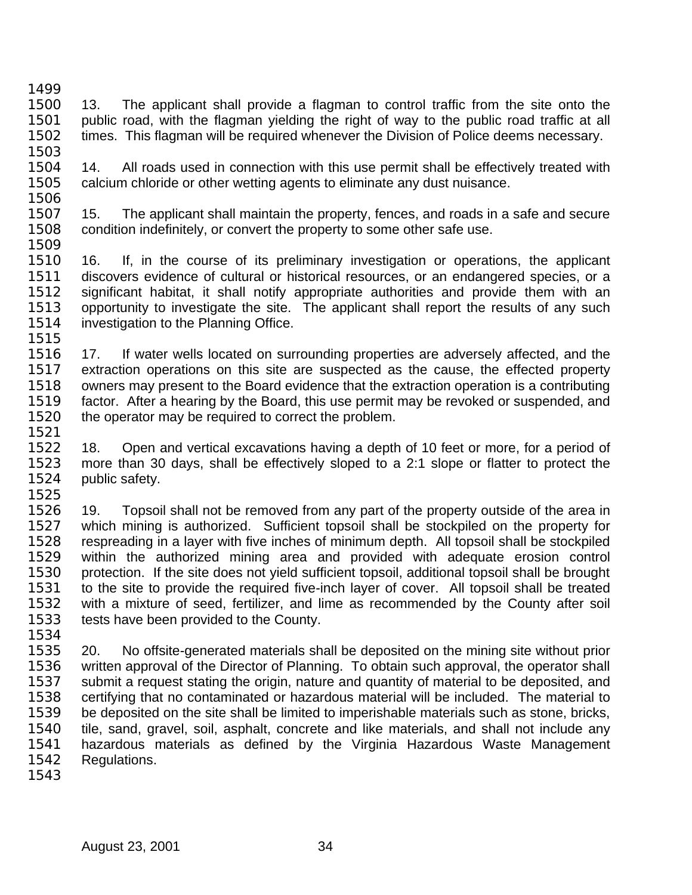13. The applicant shall provide a flagman to control traffic from the site onto the public road, with the flagman yielding the right of way to the public road traffic at all times. This flagman will be required whenever the Division of Police deems necessary.

14. All roads used in connection with this use permit shall be effectively treated with calcium chloride or other wetting agents to eliminate any dust nuisance.

15. The applicant shall maintain the property, fences, and roads in a safe and secure condition indefinitely, or convert the property to some other safe use.

16. If, in the course of its preliminary investigation or operations, the applicant discovers evidence of cultural or historical resources, or an endangered species, or a significant habitat, it shall notify appropriate authorities and provide them with an opportunity to investigate the site. The applicant shall report the results of any such investigation to the Planning Office.

17. If water wells located on surrounding properties are adversely affected, and the extraction operations on this site are suspected as the cause, the effected property owners may present to the Board evidence that the extraction operation is a contributing factor. After a hearing by the Board, this use permit may be revoked or suspended, and the operator may be required to correct the problem.

18. Open and vertical excavations having a depth of 10 feet or more, for a period of more than 30 days, shall be effectively sloped to a 2:1 slope or flatter to protect the public safety.

19. Topsoil shall not be removed from any part of the property outside of the area in which mining is authorized. Sufficient topsoil shall be stockpiled on the property for respreading in a layer with five inches of minimum depth. All topsoil shall be stockpiled within the authorized mining area and provided with adequate erosion control protection. If the site does not yield sufficient topsoil, additional topsoil shall be brought to the site to provide the required five-inch layer of cover. All topsoil shall be treated with a mixture of seed, fertilizer, and lime as recommended by the County after soil tests have been provided to the County.

20. No offsite-generated materials shall be deposited on the mining site without prior written approval of the Director of Planning. To obtain such approval, the operator shall submit a request stating the origin, nature and quantity of material to be deposited, and certifying that no contaminated or hazardous material will be included. The material to be deposited on the site shall be limited to imperishable materials such as stone, bricks, tile, sand, gravel, soil, asphalt, concrete and like materials, and shall not include any hazardous materials as defined by the Virginia Hazardous Waste Management Regulations.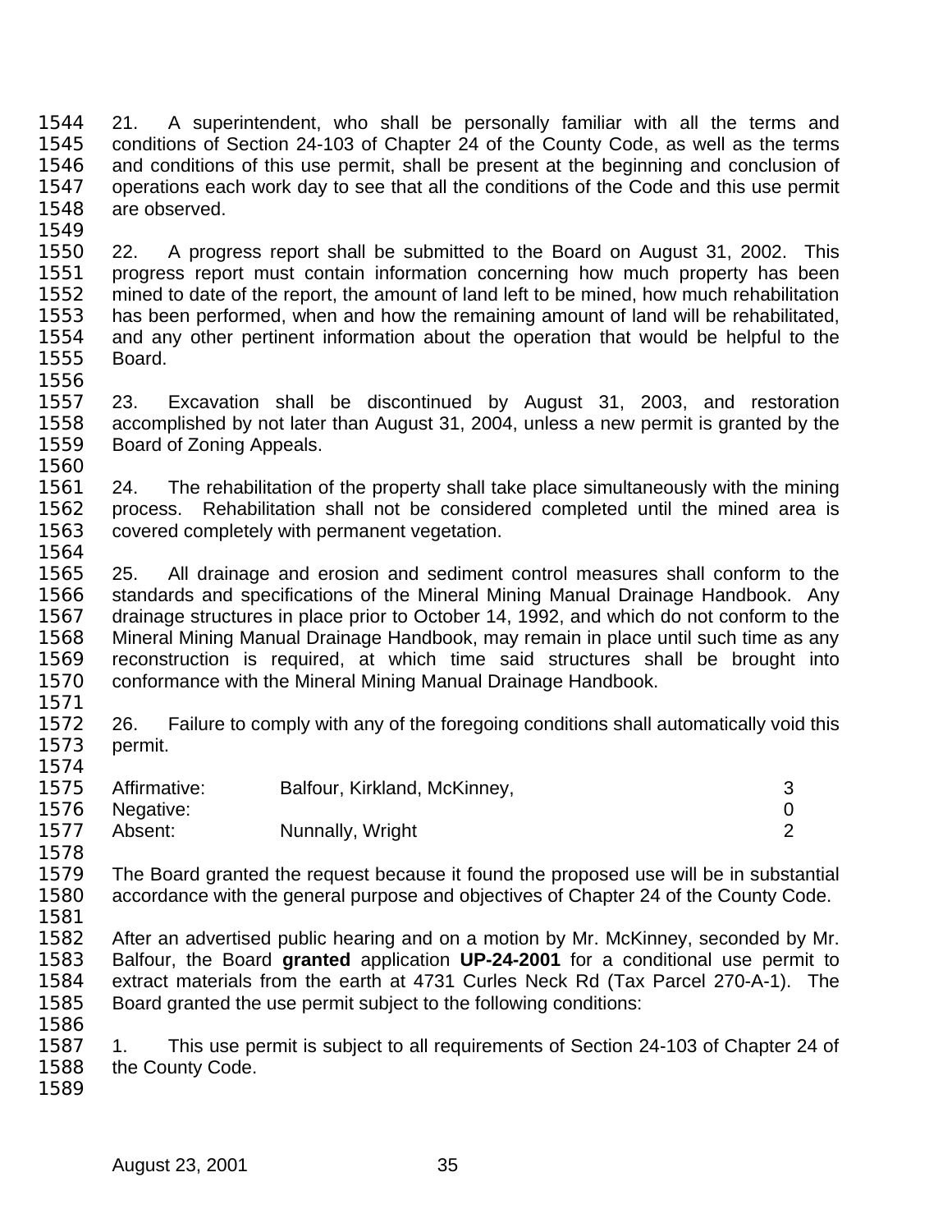21. A superintendent, who shall be personally familiar with all the terms and conditions of Section 24-103 of Chapter 24 of the County Code, as well as the terms and conditions of this use permit, shall be present at the beginning and conclusion of operations each work day to see that all the conditions of the Code and this use permit are observed.

22. A progress report shall be submitted to the Board on August 31, 2002. This progress report must contain information concerning how much property has been mined to date of the report, the amount of land left to be mined, how much rehabilitation has been performed, when and how the remaining amount of land will be rehabilitated, and any other pertinent information about the operation that would be helpful to the Board.

23. Excavation shall be discontinued by August 31, 2003, and restoration accomplished by not later than August 31, 2004, unless a new permit is granted by the Board of Zoning Appeals.

24. The rehabilitation of the property shall take place simultaneously with the mining process. Rehabilitation shall not be considered completed until the mined area is covered completely with permanent vegetation.

25. All drainage and erosion and sediment control measures shall conform to the standards and specifications of the Mineral Mining Manual Drainage Handbook. Any drainage structures in place prior to October 14, 1992, and which do not conform to the Mineral Mining Manual Drainage Handbook, may remain in place until such time as any reconstruction is required, at which time said structures shall be brought into conformance with the Mineral Mining Manual Drainage Handbook.

26. Failure to comply with any of the foregoing conditions shall automatically void this permit.

| | | |
|---|---|---|
| Affirmative: | Balfour, Kirkland, McKinney, | 3 |
| Negative: | | 0 |
| Absent: | Nunnally, Wright | 2 |

The Board granted the request because it found the proposed use will be in substantial accordance with the general purpose and objectives of Chapter 24 of the County Code.

After an advertised public hearing and on a motion by Mr. McKinney, seconded by Mr. Balfour, the Board **granted** application **UP-24-2001** for a conditional use permit to extract materials from the earth at 4731 Curles Neck Rd (Tax Parcel 270-A-1). The Board granted the use permit subject to the following conditions:

1. This use permit is subject to all requirements of Section 24-103 of Chapter 24 of the County Code.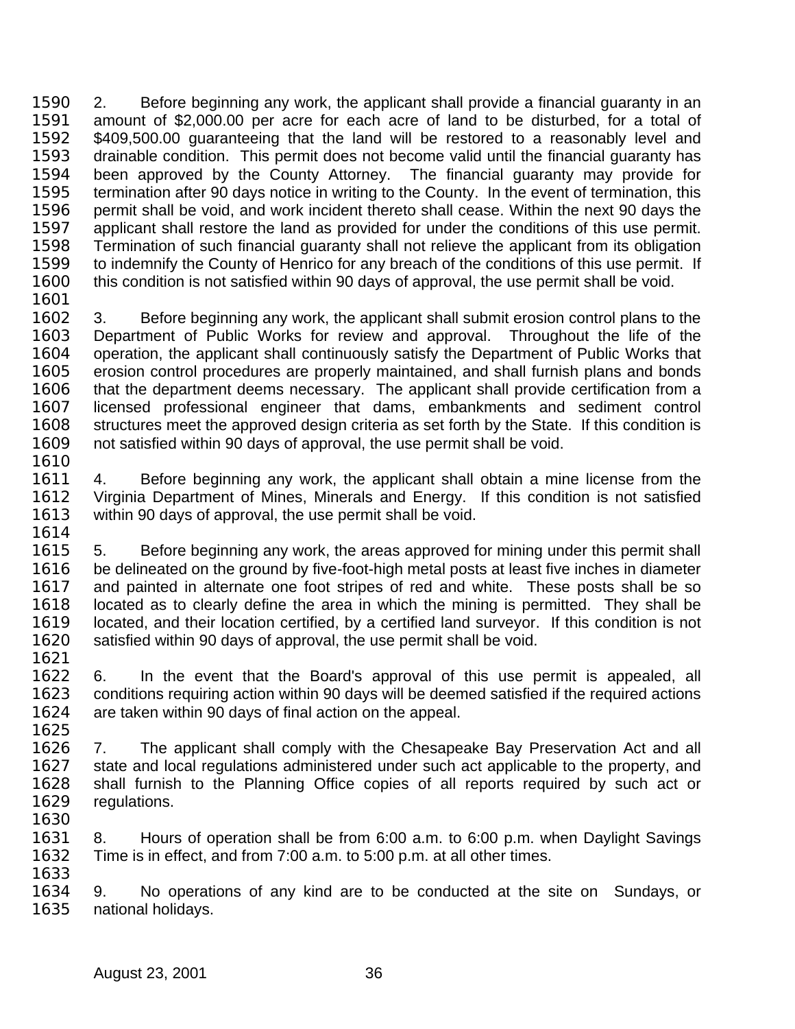2. Before beginning any work, the applicant shall provide a financial guaranty in an amount of $2,000.00 per acre for each acre of land to be disturbed, for a total of $409,500.00 guaranteeing that the land will be restored to a reasonably level and drainable condition. This permit does not become valid until the financial guaranty has been approved by the County Attorney. The financial guaranty may provide for termination after 90 days notice in writing to the County. In the event of termination, this permit shall be void, and work incident thereto shall cease. Within the next 90 days the applicant shall restore the land as provided for under the conditions of this use permit. Termination of such financial guaranty shall not relieve the applicant from its obligation to indemnify the County of Henrico for any breach of the conditions of this use permit. If this condition is not satisfied within 90 days of approval, the use permit shall be void.

3. Before beginning any work, the applicant shall submit erosion control plans to the Department of Public Works for review and approval. Throughout the life of the operation, the applicant shall continuously satisfy the Department of Public Works that erosion control procedures are properly maintained, and shall furnish plans and bonds that the department deems necessary. The applicant shall provide certification from a licensed professional engineer that dams, embankments and sediment control structures meet the approved design criteria as set forth by the State. If this condition is not satisfied within 90 days of approval, the use permit shall be void.

4. Before beginning any work, the applicant shall obtain a mine license from the Virginia Department of Mines, Minerals and Energy. If this condition is not satisfied within 90 days of approval, the use permit shall be void.

5. Before beginning any work, the areas approved for mining under this permit shall be delineated on the ground by five-foot-high metal posts at least five inches in diameter and painted in alternate one foot stripes of red and white. These posts shall be so located as to clearly define the area in which the mining is permitted. They shall be located, and their location certified, by a certified land surveyor. If this condition is not satisfied within 90 days of approval, the use permit shall be void.

6. In the event that the Board's approval of this use permit is appealed, all conditions requiring action within 90 days will be deemed satisfied if the required actions are taken within 90 days of final action on the appeal.

7. The applicant shall comply with the Chesapeake Bay Preservation Act and all state and local regulations administered under such act applicable to the property, and shall furnish to the Planning Office copies of all reports required by such act or regulations.

8. Hours of operation shall be from 6:00 a.m. to 6:00 p.m. when Daylight Savings Time is in effect, and from 7:00 a.m. to 5:00 p.m. at all other times.

9. No operations of any kind are to be conducted at the site on Sundays, or national holidays.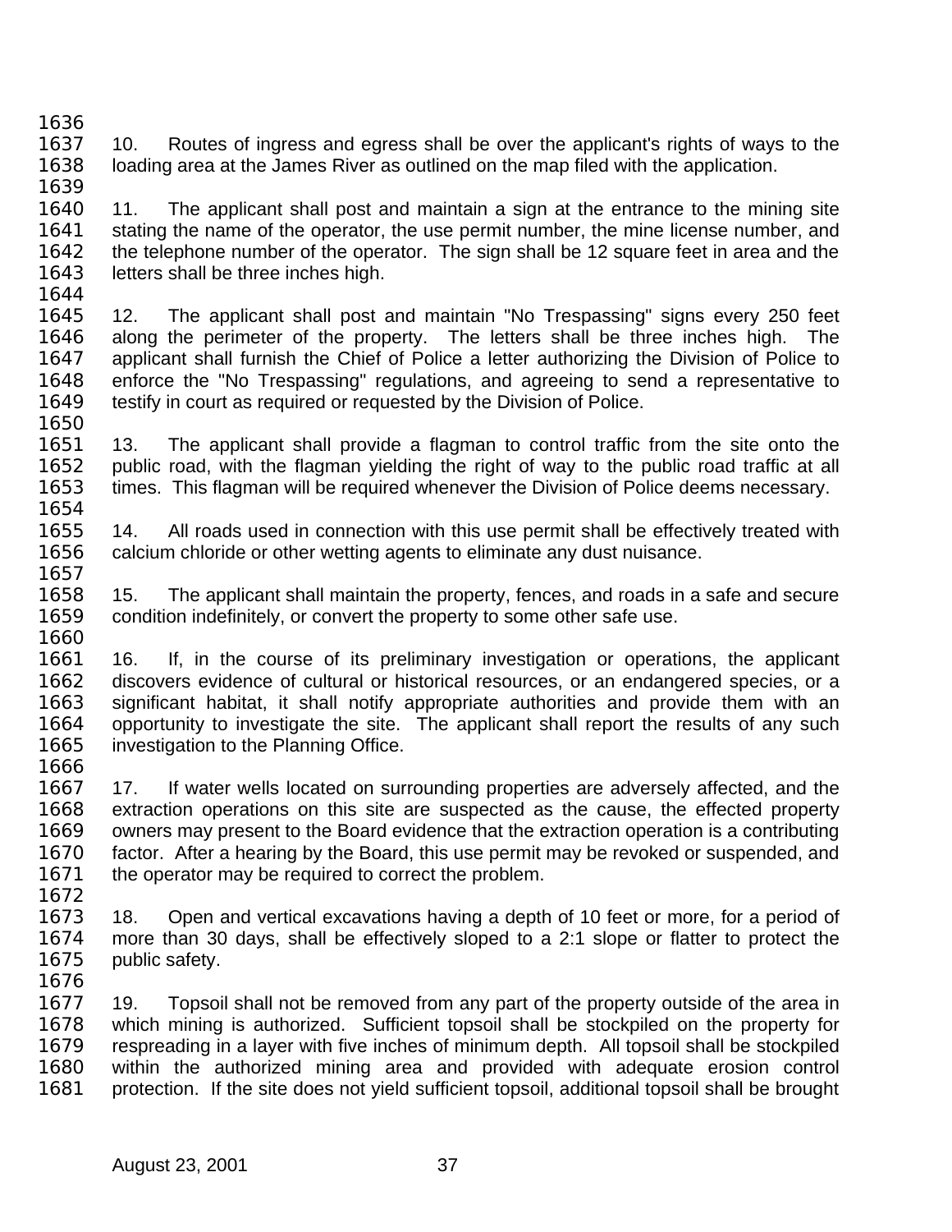10. Routes of ingress and egress shall be over the applicant's rights of ways to the loading area at the James River as outlined on the map filed with the application.

11. The applicant shall post and maintain a sign at the entrance to the mining site stating the name of the operator, the use permit number, the mine license number, and the telephone number of the operator. The sign shall be 12 square feet in area and the letters shall be three inches high.

12. The applicant shall post and maintain "No Trespassing" signs every 250 feet along the perimeter of the property. The letters shall be three inches high. The applicant shall furnish the Chief of Police a letter authorizing the Division of Police to enforce the "No Trespassing" regulations, and agreeing to send a representative to testify in court as required or requested by the Division of Police.

13. The applicant shall provide a flagman to control traffic from the site onto the public road, with the flagman yielding the right of way to the public road traffic at all times. This flagman will be required whenever the Division of Police deems necessary.

14. All roads used in connection with this use permit shall be effectively treated with calcium chloride or other wetting agents to eliminate any dust nuisance.

15. The applicant shall maintain the property, fences, and roads in a safe and secure condition indefinitely, or convert the property to some other safe use.

16. If, in the course of its preliminary investigation or operations, the applicant discovers evidence of cultural or historical resources, or an endangered species, or a significant habitat, it shall notify appropriate authorities and provide them with an opportunity to investigate the site. The applicant shall report the results of any such investigation to the Planning Office.

17. If water wells located on surrounding properties are adversely affected, and the extraction operations on this site are suspected as the cause, the effected property owners may present to the Board evidence that the extraction operation is a contributing factor. After a hearing by the Board, this use permit may be revoked or suspended, and the operator may be required to correct the problem.

18. Open and vertical excavations having a depth of 10 feet or more, for a period of more than 30 days, shall be effectively sloped to a 2:1 slope or flatter to protect the public safety.

19. Topsoil shall not be removed from any part of the property outside of the area in which mining is authorized. Sufficient topsoil shall be stockpiled on the property for respreading in a layer with five inches of minimum depth. All topsoil shall be stockpiled within the authorized mining area and provided with adequate erosion control protection. If the site does not yield sufficient topsoil, additional topsoil shall be brought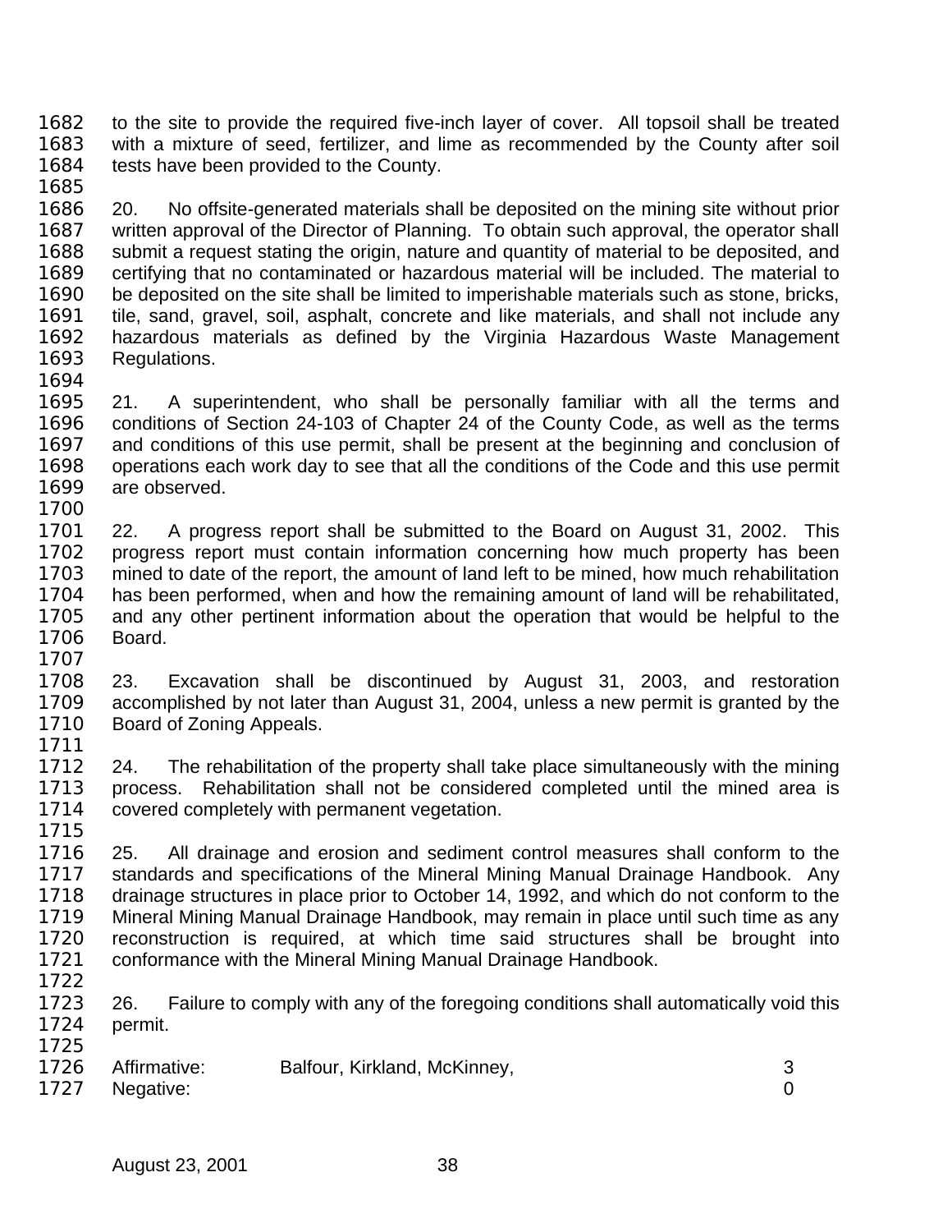to the site to provide the required five-inch layer of cover. All topsoil shall be treated with a mixture of seed, fertilizer, and lime as recommended by the County after soil tests have been provided to the County.

20. No offsite-generated materials shall be deposited on the mining site without prior written approval of the Director of Planning. To obtain such approval, the operator shall submit a request stating the origin, nature and quantity of material to be deposited, and certifying that no contaminated or hazardous material will be included. The material to be deposited on the site shall be limited to imperishable materials such as stone, bricks, tile, sand, gravel, soil, asphalt, concrete and like materials, and shall not include any hazardous materials as defined by the Virginia Hazardous Waste Management Regulations.

21. A superintendent, who shall be personally familiar with all the terms and conditions of Section 24-103 of Chapter 24 of the County Code, as well as the terms and conditions of this use permit, shall be present at the beginning and conclusion of operations each work day to see that all the conditions of the Code and this use permit are observed.

22. A progress report shall be submitted to the Board on August 31, 2002. This progress report must contain information concerning how much property has been mined to date of the report, the amount of land left to be mined, how much rehabilitation has been performed, when and how the remaining amount of land will be rehabilitated, and any other pertinent information about the operation that would be helpful to the Board.

23. Excavation shall be discontinued by August 31, 2003, and restoration accomplished by not later than August 31, 2004, unless a new permit is granted by the Board of Zoning Appeals.

24. The rehabilitation of the property shall take place simultaneously with the mining process. Rehabilitation shall not be considered completed until the mined area is covered completely with permanent vegetation.

25. All drainage and erosion and sediment control measures shall conform to the standards and specifications of the Mineral Mining Manual Drainage Handbook. Any drainage structures in place prior to October 14, 1992, and which do not conform to the Mineral Mining Manual Drainage Handbook, may remain in place until such time as any reconstruction is required, at which time said structures shall be brought into conformance with the Mineral Mining Manual Drainage Handbook.

26. Failure to comply with any of the foregoing conditions shall automatically void this permit.

| | | |
|---|---|---|
| Affirmative: | Balfour, Kirkland, McKinney, | 3 |
| Negative: | | 0 |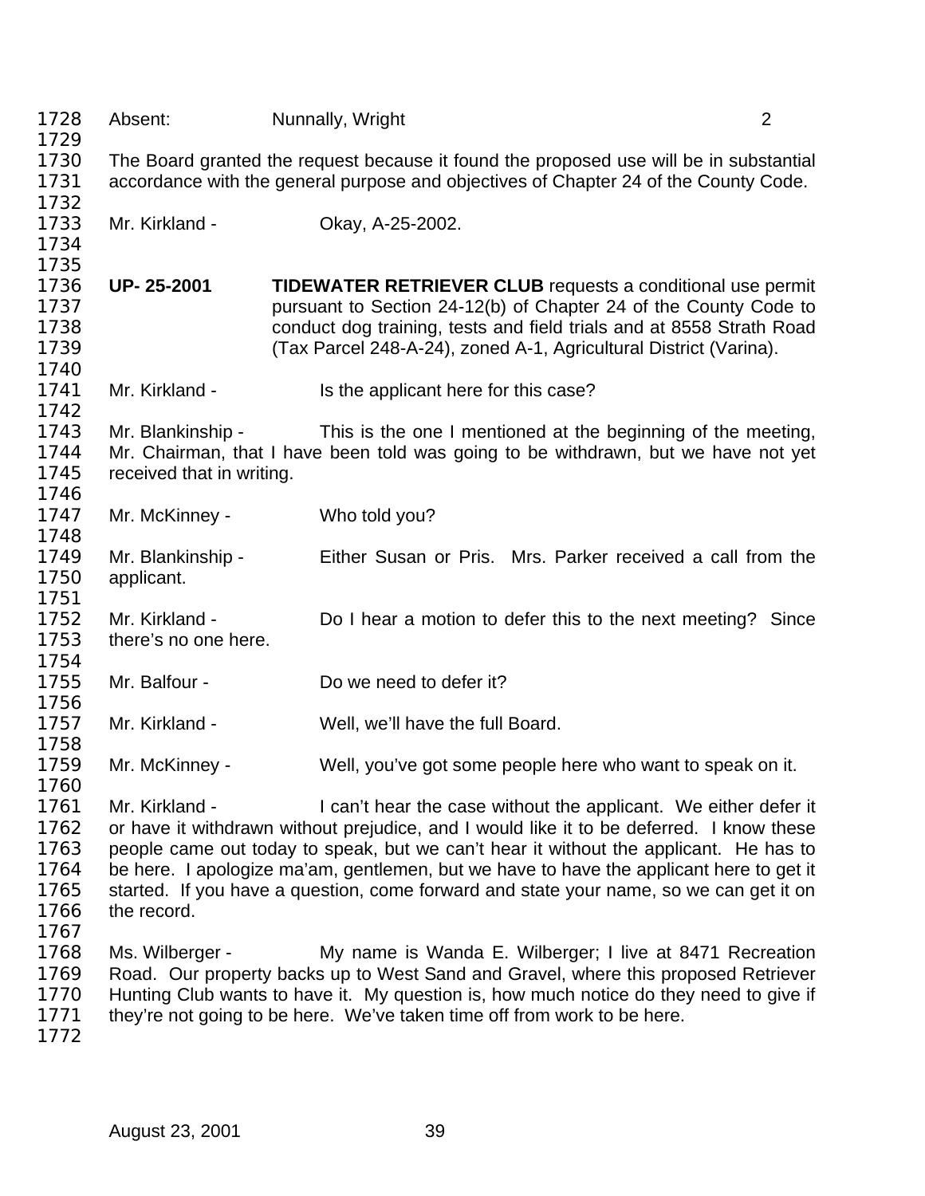Absent: Nunnally, Wright 2

The Board granted the request because it found the proposed use will be in substantial accordance with the general purpose and objectives of Chapter 24 of the County Code.

Mr. Kirkland - Okay, A-25-2002.

**UP- 25-2001** **TIDEWATER RETRIEVER CLUB** requests a conditional use permit pursuant to Section 24-12(b) of Chapter 24 of the County Code to conduct dog training, tests and field trials and at 8558 Strath Road (Tax Parcel 248-A-24), zoned A-1, Agricultural District (Varina).

Mr. Kirkland - Is the applicant here for this case?

Mr. Blankinship - This is the one I mentioned at the beginning of the meeting, Mr. Chairman, that I have been told was going to be withdrawn, but we have not yet received that in writing.

Mr. McKinney - Who told you?

Mr. Blankinship - Either Susan or Pris. Mrs. Parker received a call from the applicant.

Mr. Kirkland - Do I hear a motion to defer this to the next meeting? Since there's no one here.

Mr. Balfour - Do we need to defer it?

Mr. Kirkland - Well, we'll have the full Board.

Mr. McKinney - Well, you've got some people here who want to speak on it.

Mr. Kirkland - I can't hear the case without the applicant. We either defer it or have it withdrawn without prejudice, and I would like it to be deferred. I know these people came out today to speak, but we can't hear it without the applicant. He has to be here. I apologize ma'am, gentlemen, but we have to have the applicant here to get it started. If you have a question, come forward and state your name, so we can get it on the record.

Ms. Wilberger - My name is Wanda E. Wilberger; I live at 8471 Recreation Road. Our property backs up to West Sand and Gravel, where this proposed Retriever Hunting Club wants to have it. My question is, how much notice do they need to give if they're not going to be here. We've taken time off from work to be here.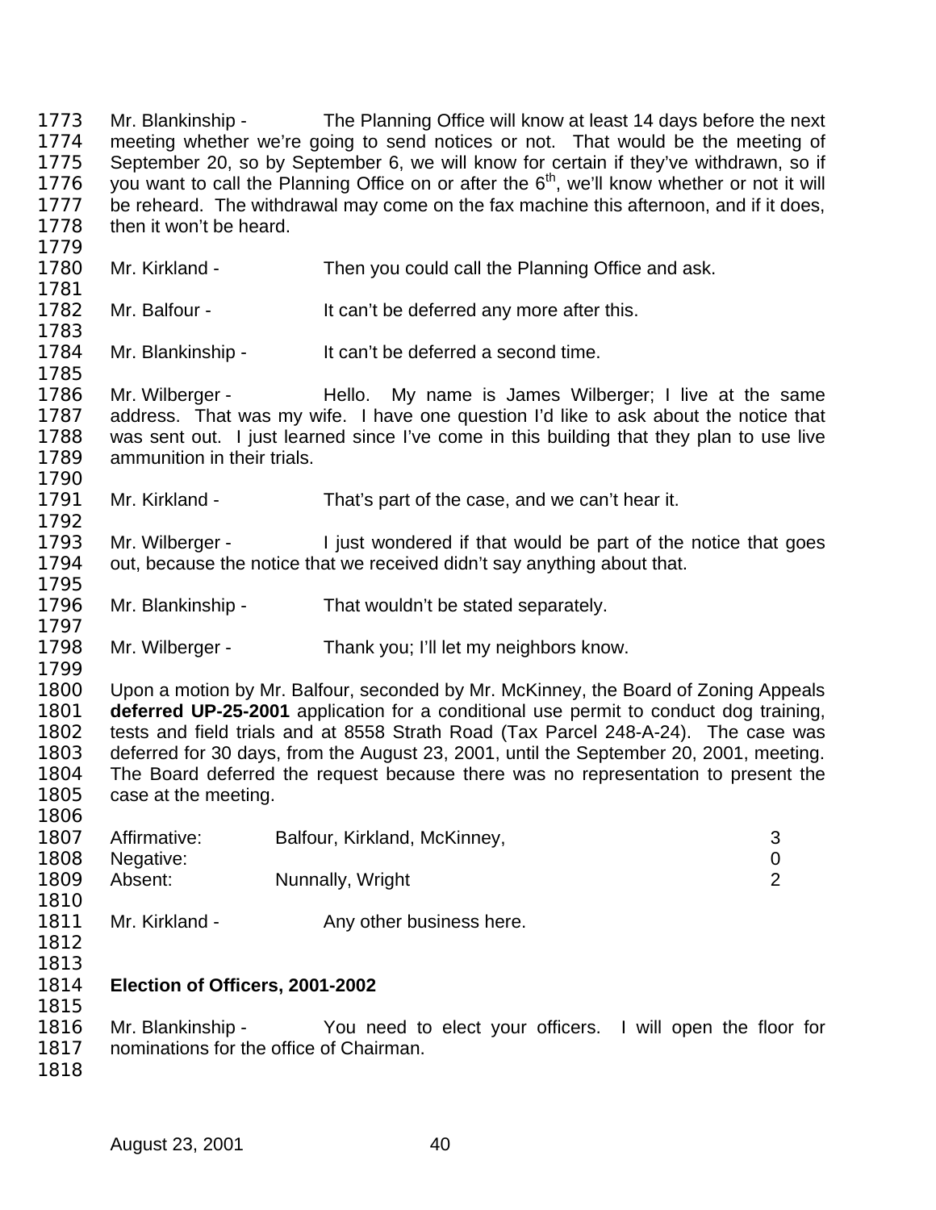Mr. Blankinship - The Planning Office will know at least 14 days before the next meeting whether we're going to send notices or not. That would be the meeting of September 20, so by September 6, we will know for certain if they've withdrawn, so if you want to call the Planning Office on or after the 6th, we'll know whether or not it will be reheard. The withdrawal may come on the fax machine this afternoon, and if it does, then it won't be heard.

Mr. Kirkland - Then you could call the Planning Office and ask.

Mr. Balfour - It can't be deferred any more after this.

Mr. Blankinship - It can't be deferred a second time.

Mr. Wilberger - Hello. My name is James Wilberger; I live at the same address. That was my wife. I have one question I'd like to ask about the notice that was sent out. I just learned since I've come in this building that they plan to use live ammunition in their trials.

Mr. Kirkland - That's part of the case, and we can't hear it.

Mr. Wilberger - I just wondered if that would be part of the notice that goes out, because the notice that we received didn't say anything about that.

Mr. Blankinship - That wouldn't be stated separately.

Mr. Wilberger - Thank you; I'll let my neighbors know.

Upon a motion by Mr. Balfour, seconded by Mr. McKinney, the Board of Zoning Appeals **deferred UP-25-2001** application for a conditional use permit to conduct dog training, tests and field trials and at 8558 Strath Road (Tax Parcel 248-A-24). The case was deferred for 30 days, from the August 23, 2001, until the September 20, 2001, meeting. The Board deferred the request because there was no representation to present the case at the meeting.

| | | |
|---|---|---|
| Affirmative: | Balfour, Kirkland, McKinney, | 3 |
| Negative: | | 0 |
| Absent: | Nunnally, Wright | 2 |

Mr. Kirkland - Any other business here.

**Election of Officers, 2001-2002**

Mr. Blankinship - You need to elect your officers. I will open the floor for nominations for the office of Chairman.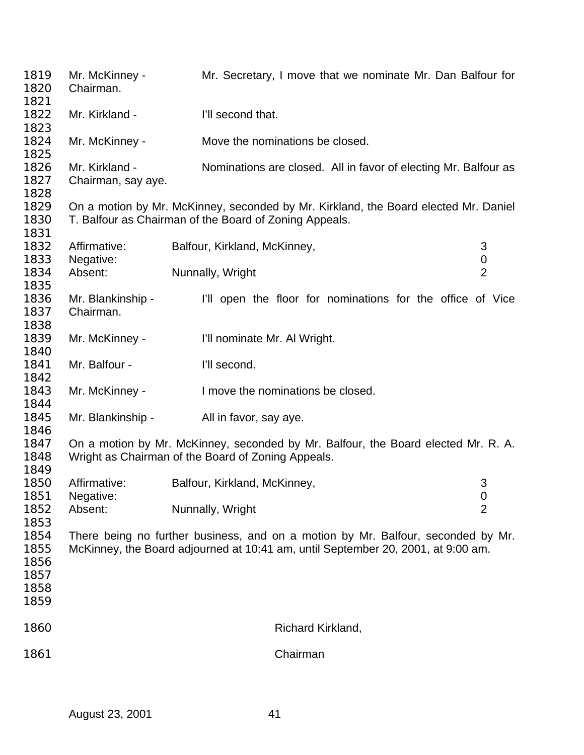Mr. McKinney - Mr. Secretary, I move that we nominate Mr. Dan Balfour for Chairman.

Mr. Kirkland - I'll second that.

Mr. McKinney - Move the nominations be closed.

Mr. Kirkland - Nominations are closed. All in favor of electing Mr. Balfour as Chairman, say aye.

On a motion by Mr. McKinney, seconded by Mr. Kirkland, the Board elected Mr. Daniel T. Balfour as Chairman of the Board of Zoning Appeals.

| | | |
|---|---|---|
| Affirmative: | Balfour, Kirkland, McKinney, | 3 |
| Negative: | | 0 |
| Absent: | Nunnally, Wright | 2 |

Mr. Blankinship - I'll open the floor for nominations for the office of Vice Chairman.

Mr. McKinney - I'll nominate Mr. Al Wright.

Mr. Balfour - I'll second.

Mr. McKinney - I move the nominations be closed.

Mr. Blankinship - All in favor, say aye.

On a motion by Mr. McKinney, seconded by Mr. Balfour, the Board elected Mr. R. A. Wright as Chairman of the Board of Zoning Appeals.

| | | |
|---|---|---|
| Affirmative: | Balfour, Kirkland, McKinney, | 3 |
| Negative: | | 0 |
| Absent: | Nunnally, Wright | 2 |

There being no further business, and on a motion by Mr. Balfour, seconded by Mr. McKinney, the Board adjourned at 10:41 am, until September 20, 2001, at 9:00 am.

Richard Kirkland,

Chairman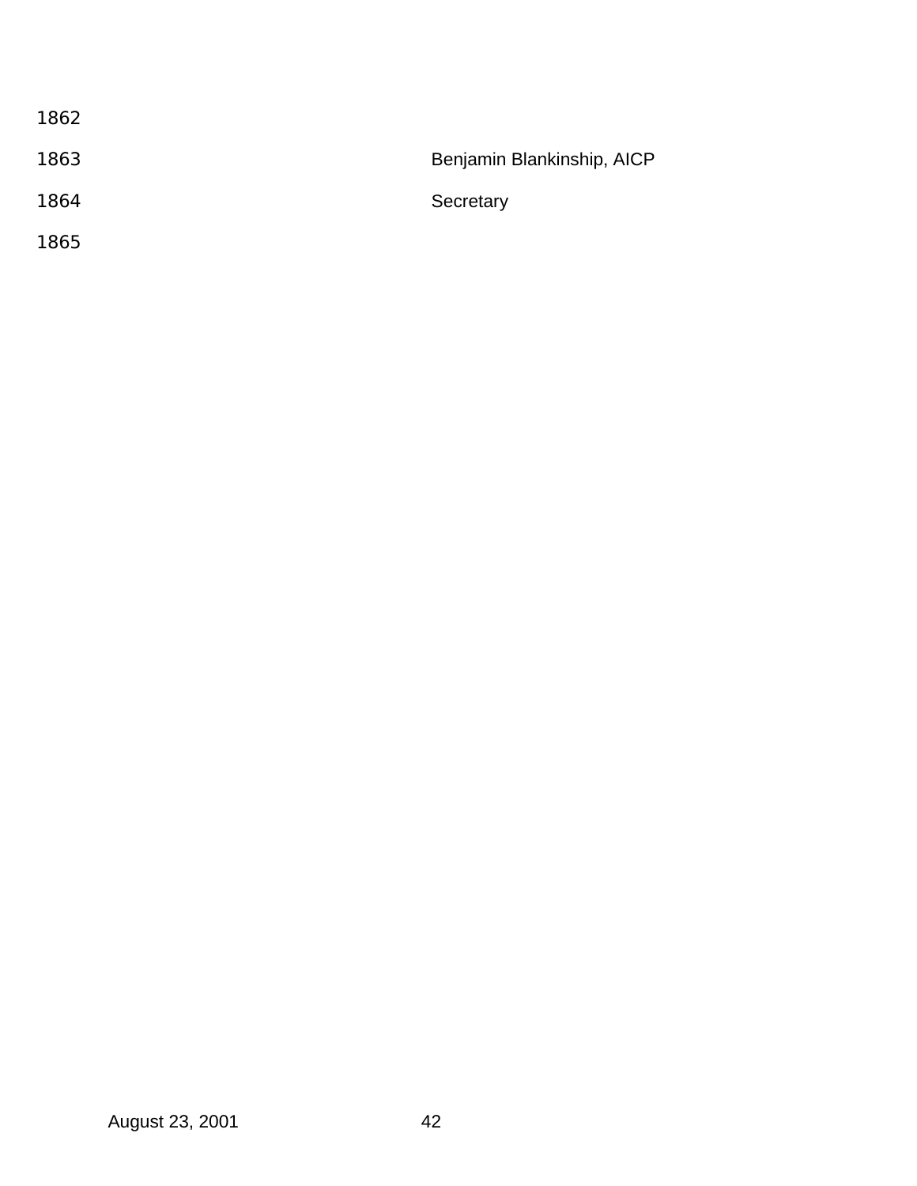1862

1863 Benjamin Blankinship, AICP

1864 Secretary

1865